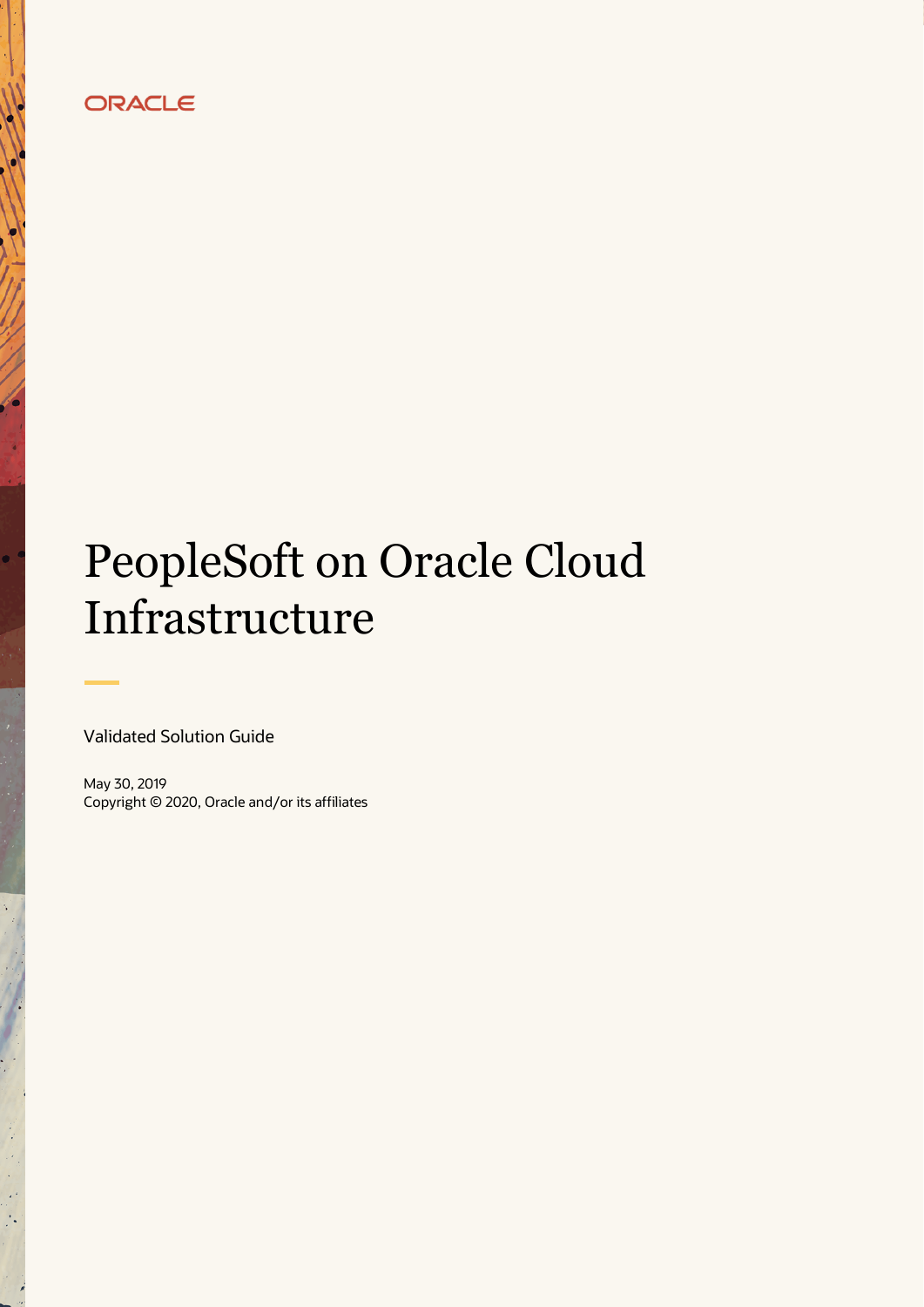ORACLE

# PeopleSoft on Oracle Cloud Infrastructure

Validated Solution Guide

May 30, 2019
Copyright © 2020, Oracle and/or its affiliates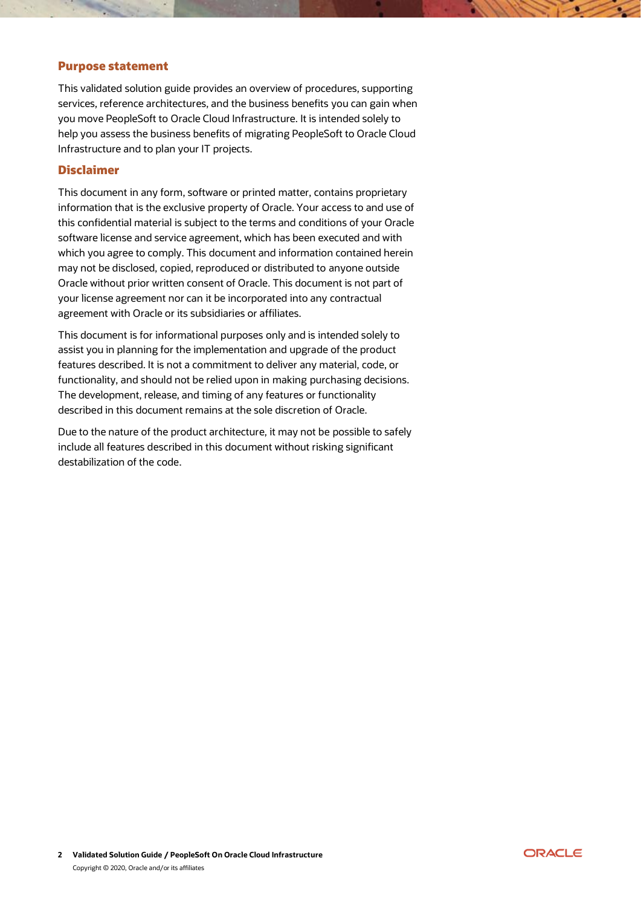## Purpose statement

This validated solution guide provides an overview of procedures, supporting services, reference architectures, and the business benefits you can gain when you move PeopleSoft to Oracle Cloud Infrastructure. It is intended solely to help you assess the business benefits of migrating PeopleSoft to Oracle Cloud Infrastructure and to plan your IT projects.

## Disclaimer

This document in any form, software or printed matter, contains proprietary information that is the exclusive property of Oracle. Your access to and use of this confidential material is subject to the terms and conditions of your Oracle software license and service agreement, which has been executed and with which you agree to comply. This document and information contained herein may not be disclosed, copied, reproduced or distributed to anyone outside Oracle without prior written consent of Oracle. This document is not part of your license agreement nor can it be incorporated into any contractual agreement with Oracle or its subsidiaries or affiliates.

This document is for informational purposes only and is intended solely to assist you in planning for the implementation and upgrade of the product features described. It is not a commitment to deliver any material, code, or functionality, and should not be relied upon in making purchasing decisions. The development, release, and timing of any features or functionality described in this document remains at the sole discretion of Oracle.

Due to the nature of the product architecture, it may not be possible to safely include all features described in this document without risking significant destabilization of the code.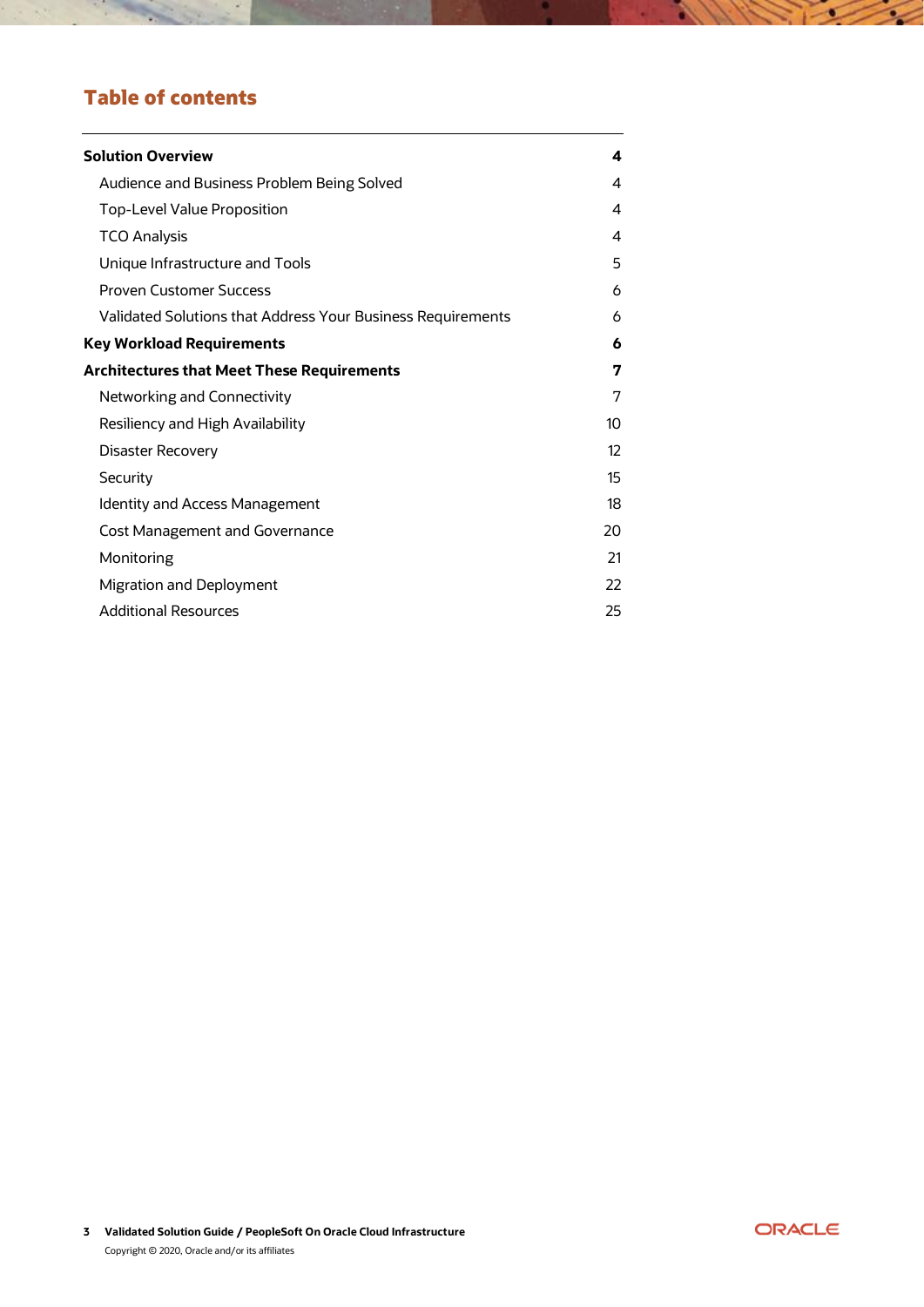## Table of contents

| | |
|---|---|
| **Solution Overview** | **4** |
| Audience and Business Problem Being Solved | 4 |
| Top-Level Value Proposition | 4 |
| TCO Analysis | 4 |
| Unique Infrastructure and Tools | 5 |
| Proven Customer Success | 6 |
| Validated Solutions that Address Your Business Requirements | 6 |
| **Key Workload Requirements** | **6** |
| **Architectures that Meet These Requirements** | **7** |
| Networking and Connectivity | 7 |
| Resiliency and High Availability | 10 |
| Disaster Recovery | 12 |
| Security | 15 |
| Identity and Access Management | 18 |
| Cost Management and Governance | 20 |
| Monitoring | 21 |
| Migration and Deployment | 22 |
| Additional Resources | 25 |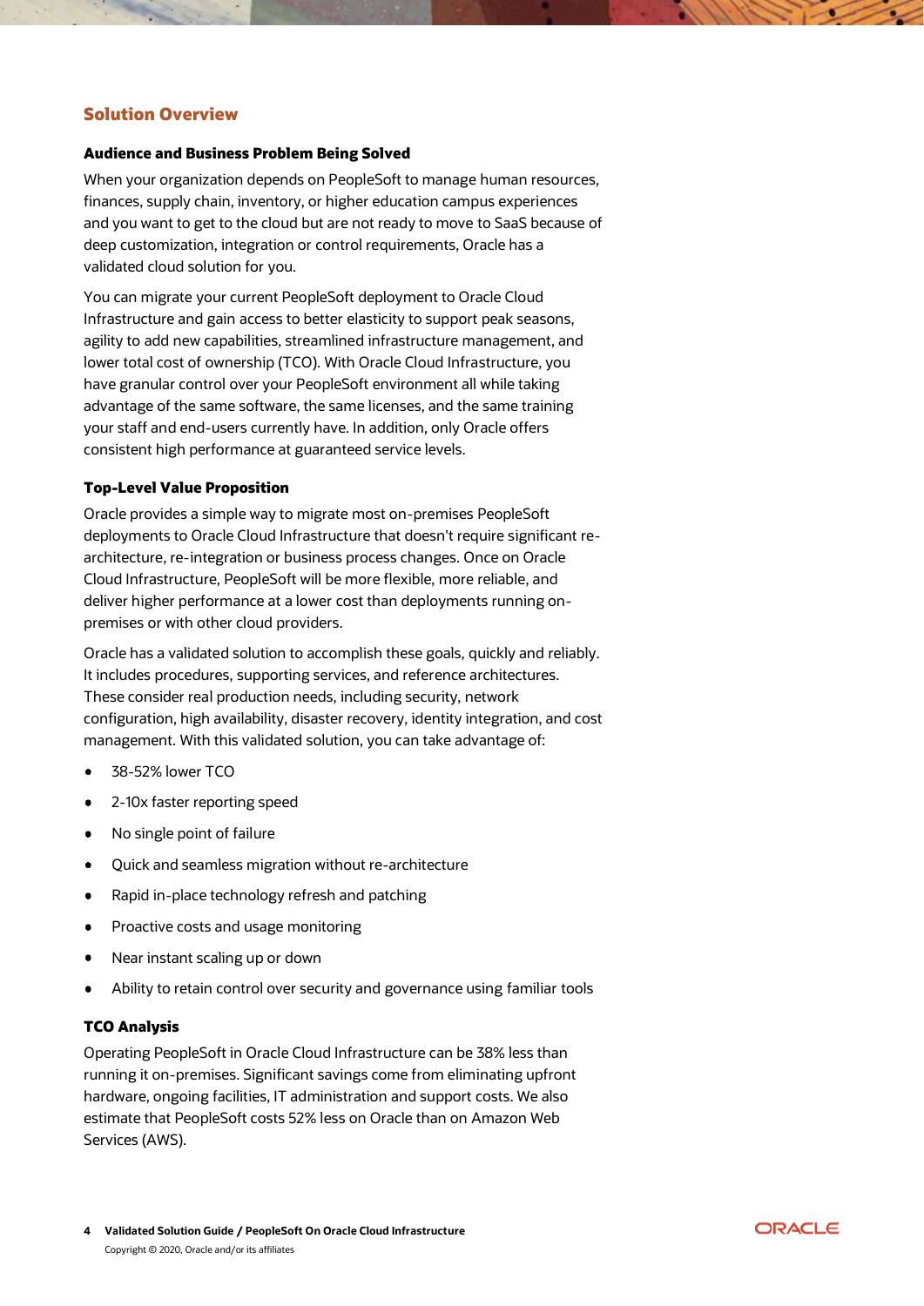## Solution Overview

### Audience and Business Problem Being Solved

When your organization depends on PeopleSoft to manage human resources, finances, supply chain, inventory, or higher education campus experiences and you want to get to the cloud but are not ready to move to SaaS because of deep customization, integration or control requirements, Oracle has a validated cloud solution for you.

You can migrate your current PeopleSoft deployment to Oracle Cloud Infrastructure and gain access to better elasticity to support peak seasons, agility to add new capabilities, streamlined infrastructure management, and lower total cost of ownership (TCO). With Oracle Cloud Infrastructure, you have granular control over your PeopleSoft environment all while taking advantage of the same software, the same licenses, and the same training your staff and end-users currently have. In addition, only Oracle offers consistent high performance at guaranteed service levels.

### Top-Level Value Proposition

Oracle provides a simple way to migrate most on-premises PeopleSoft deployments to Oracle Cloud Infrastructure that doesn't require significant re-architecture, re-integration or business process changes. Once on Oracle Cloud Infrastructure, PeopleSoft will be more flexible, more reliable, and deliver higher performance at a lower cost than deployments running on-premises or with other cloud providers.

Oracle has a validated solution to accomplish these goals, quickly and reliably. It includes procedures, supporting services, and reference architectures. These consider real production needs, including security, network configuration, high availability, disaster recovery, identity integration, and cost management. With this validated solution, you can take advantage of:

- 38-52% lower TCO
- 2-10x faster reporting speed
- No single point of failure
- Quick and seamless migration without re-architecture
- Rapid in-place technology refresh and patching
- Proactive costs and usage monitoring
- Near instant scaling up or down
- Ability to retain control over security and governance using familiar tools

### TCO Analysis

Operating PeopleSoft in Oracle Cloud Infrastructure can be 38% less than running it on-premises. Significant savings come from eliminating upfront hardware, ongoing facilities, IT administration and support costs. We also estimate that PeopleSoft costs 52% less on Oracle than on Amazon Web Services (AWS).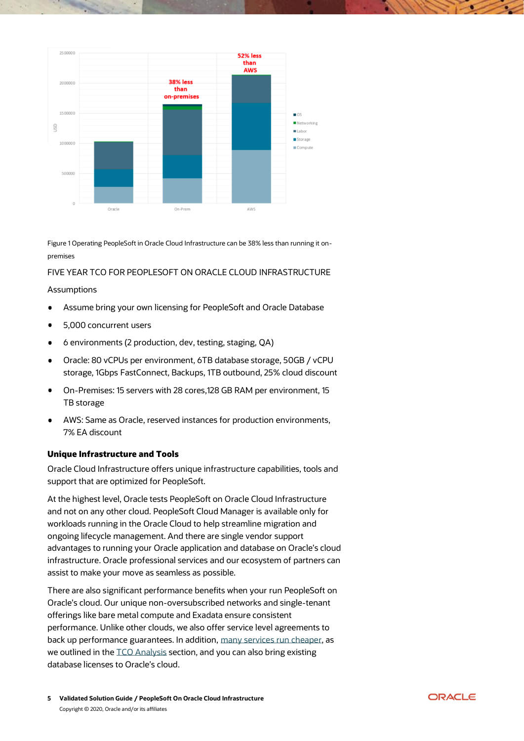Figure 1 Operating PeopleSoft in Oracle Cloud Infrastructure can be 38% less than running it on-premises

FIVE YEAR TCO FOR PEOPLESOFT ON ORACLE CLOUD INFRASTRUCTURE

Assumptions

- Assume bring your own licensing for PeopleSoft and Oracle Database
- 5,000 concurrent users
- 6 environments (2 production, dev, testing, staging, QA)
- Oracle: 80 vCPUs per environment, 6TB database storage, 50GB / vCPU storage, 1Gbps FastConnect, Backups, 1TB outbound, 25% cloud discount
- On-Premises: 15 servers with 28 cores,128 GB RAM per environment, 15 TB storage
- AWS: Same as Oracle, reserved instances for production environments, 7% EA discount

### Unique Infrastructure and Tools

Oracle Cloud Infrastructure offers unique infrastructure capabilities, tools and support that are optimized for PeopleSoft.

At the highest level, Oracle tests PeopleSoft on Oracle Cloud Infrastructure and not on any other cloud. PeopleSoft Cloud Manager is available only for workloads running in the Oracle Cloud to help streamline migration and ongoing lifecycle management. And there are single vendor support advantages to running your Oracle application and database on Oracle's cloud infrastructure. Oracle professional services and our ecosystem of partners can assist to make your move as seamless as possible.

There are also significant performance benefits when your run PeopleSoft on Oracle's cloud. Our unique non-oversubscribed networks and single-tenant offerings like bare metal compute and Exadata ensure consistent performance. Unlike other clouds, we also offer service level agreements to back up performance guarantees. In addition, many services run cheaper, as we outlined in the TCO Analysis section, and you can also bring existing database licenses to Oracle's cloud.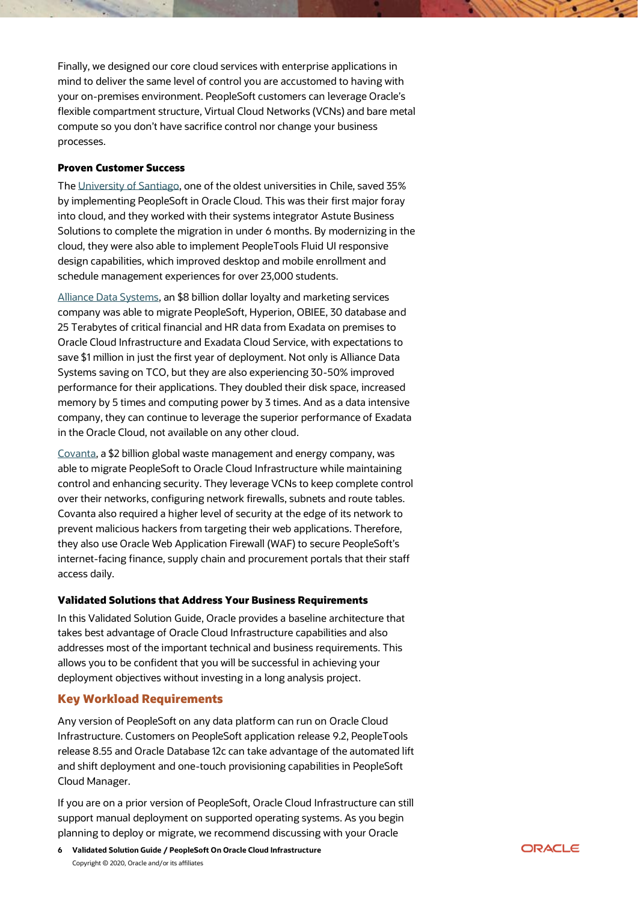Finally, we designed our core cloud services with enterprise applications in mind to deliver the same level of control you are accustomed to having with your on-premises environment. PeopleSoft customers can leverage Oracle's flexible compartment structure, Virtual Cloud Networks (VCNs) and bare metal compute so you don't have sacrifice control nor change your business processes.

**Proven Customer Success**

The University of Santiago, one of the oldest universities in Chile, saved 35% by implementing PeopleSoft in Oracle Cloud. This was their first major foray into cloud, and they worked with their systems integrator Astute Business Solutions to complete the migration in under 6 months. By modernizing in the cloud, they were also able to implement PeopleTools Fluid UI responsive design capabilities, which improved desktop and mobile enrollment and schedule management experiences for over 23,000 students.

Alliance Data Systems, an $8 billion dollar loyalty and marketing services company was able to migrate PeopleSoft, Hyperion, OBIEE, 30 database and 25 Terabytes of critical financial and HR data from Exadata on premises to Oracle Cloud Infrastructure and Exadata Cloud Service, with expectations to save $1 million in just the first year of deployment. Not only is Alliance Data Systems saving on TCO, but they are also experiencing 30-50% improved performance for their applications. They doubled their disk space, increased memory by 5 times and computing power by 3 times. And as a data intensive company, they can continue to leverage the superior performance of Exadata in the Oracle Cloud, not available on any other cloud.

Covanta, a $2 billion global waste management and energy company, was able to migrate PeopleSoft to Oracle Cloud Infrastructure while maintaining control and enhancing security. They leverage VCNs to keep complete control over their networks, configuring network firewalls, subnets and route tables. Covanta also required a higher level of security at the edge of its network to prevent malicious hackers from targeting their web applications. Therefore, they also use Oracle Web Application Firewall (WAF) to secure PeopleSoft's internet-facing finance, supply chain and procurement portals that their staff access daily.

**Validated Solutions that Address Your Business Requirements**

In this Validated Solution Guide, Oracle provides a baseline architecture that takes best advantage of Oracle Cloud Infrastructure capabilities and also addresses most of the important technical and business requirements. This allows you to be confident that you will be successful in achieving your deployment objectives without investing in a long analysis project.

## Key Workload Requirements

Any version of PeopleSoft on any data platform can run on Oracle Cloud Infrastructure. Customers on PeopleSoft application release 9.2, PeopleTools release 8.55 and Oracle Database 12c can take advantage of the automated lift and shift deployment and one-touch provisioning capabilities in PeopleSoft Cloud Manager.

If you are on a prior version of PeopleSoft, Oracle Cloud Infrastructure can still support manual deployment on supported operating systems. As you begin planning to deploy or migrate, we recommend discussing with your Oracle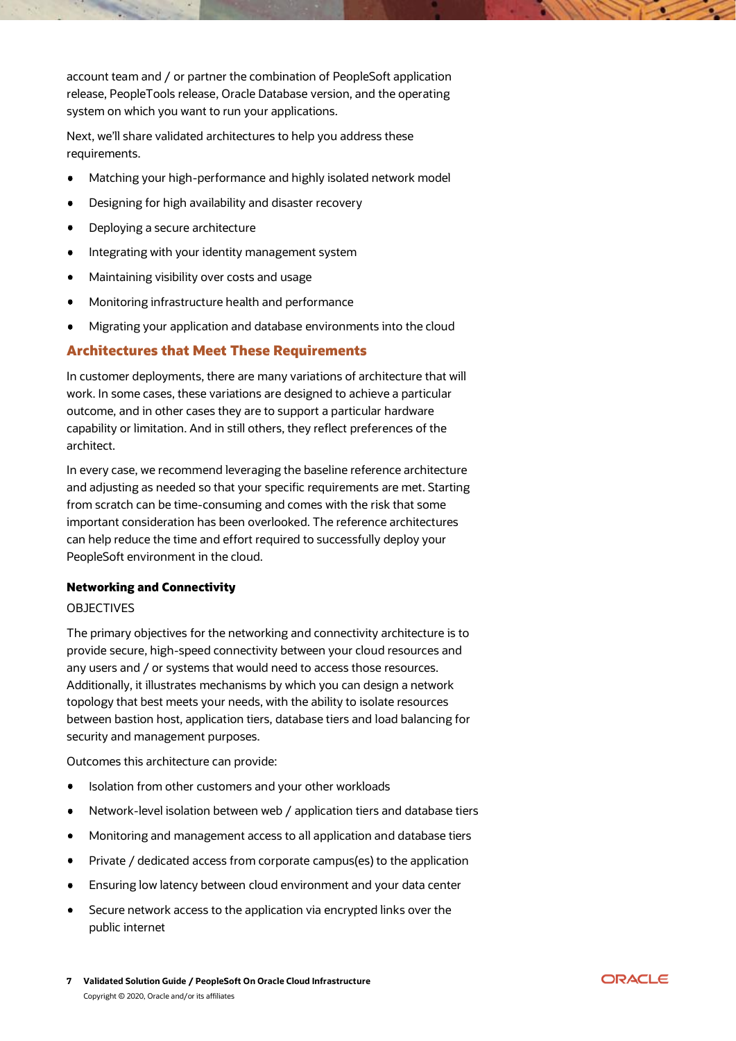account team and / or partner the combination of PeopleSoft application release, PeopleTools release, Oracle Database version, and the operating system on which you want to run your applications.

Next, we'll share validated architectures to help you address these requirements.

- Matching your high-performance and highly isolated network model
- Designing for high availability and disaster recovery
- Deploying a secure architecture
- Integrating with your identity management system
- Maintaining visibility over costs and usage
- Monitoring infrastructure health and performance
- Migrating your application and database environments into the cloud

## Architectures that Meet These Requirements

In customer deployments, there are many variations of architecture that will work. In some cases, these variations are designed to achieve a particular outcome, and in other cases they are to support a particular hardware capability or limitation. And in still others, they reflect preferences of the architect.

In every case, we recommend leveraging the baseline reference architecture and adjusting as needed so that your specific requirements are met. Starting from scratch can be time-consuming and comes with the risk that some important consideration has been overlooked. The reference architectures can help reduce the time and effort required to successfully deploy your PeopleSoft environment in the cloud.

### Networking and Connectivity

OBJECTIVES

The primary objectives for the networking and connectivity architecture is to provide secure, high-speed connectivity between your cloud resources and any users and / or systems that would need to access those resources. Additionally, it illustrates mechanisms by which you can design a network topology that best meets your needs, with the ability to isolate resources between bastion host, application tiers, database tiers and load balancing for security and management purposes.

Outcomes this architecture can provide:

- Isolation from other customers and your other workloads
- Network-level isolation between web / application tiers and database tiers
- Monitoring and management access to all application and database tiers
- Private / dedicated access from corporate campus(es) to the application
- Ensuring low latency between cloud environment and your data center
- Secure network access to the application via encrypted links over the public internet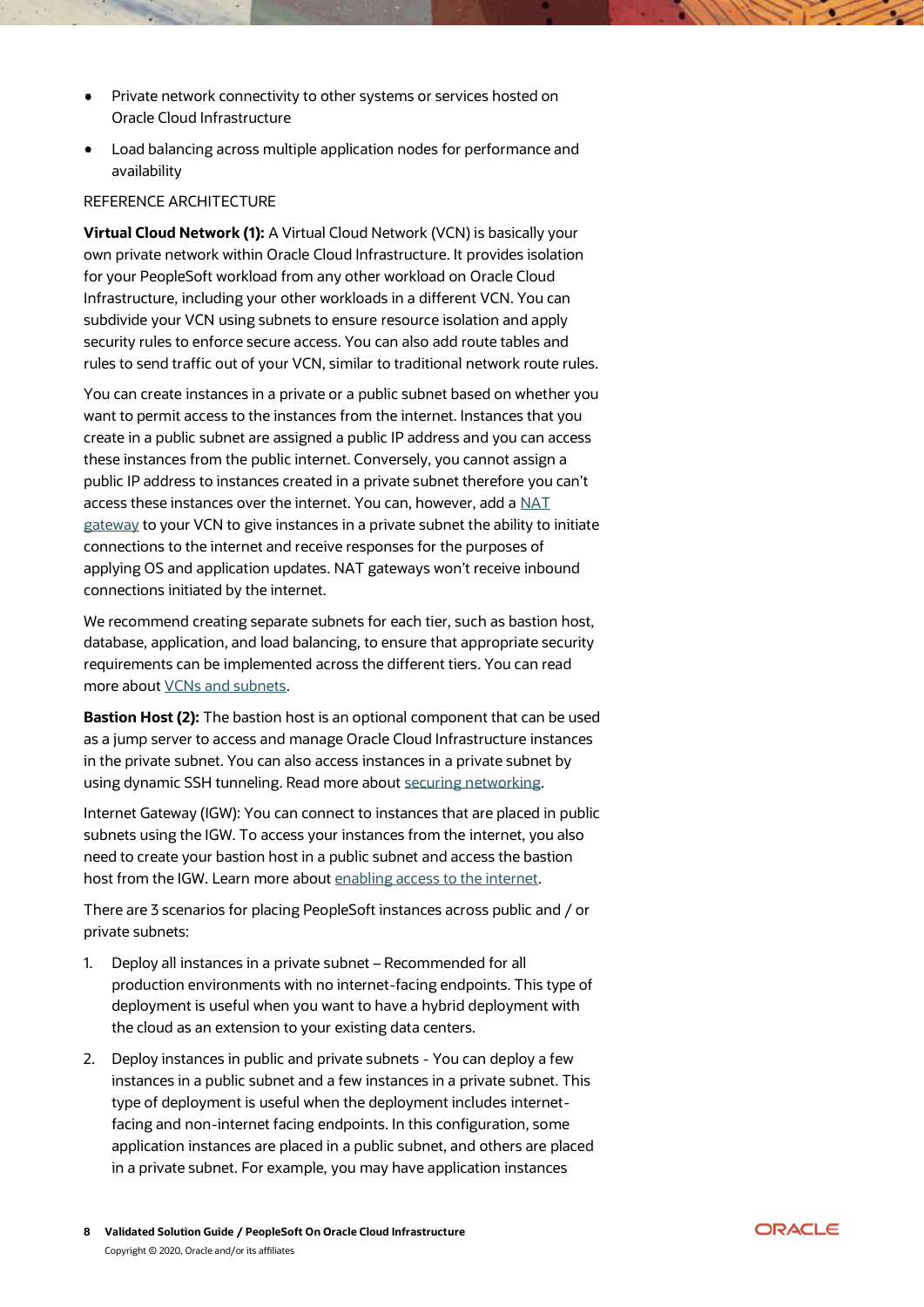- Private network connectivity to other systems or services hosted on Oracle Cloud Infrastructure
- Load balancing across multiple application nodes for performance and availability

REFERENCE ARCHITECTURE

**Virtual Cloud Network (1):** A Virtual Cloud Network (VCN) is basically your own private network within Oracle Cloud Infrastructure. It provides isolation for your PeopleSoft workload from any other workload on Oracle Cloud Infrastructure, including your other workloads in a different VCN. You can subdivide your VCN using subnets to ensure resource isolation and apply security rules to enforce secure access. You can also add route tables and rules to send traffic out of your VCN, similar to traditional network route rules.

You can create instances in a private or a public subnet based on whether you want to permit access to the instances from the internet. Instances that you create in a public subnet are assigned a public IP address and you can access these instances from the public internet. Conversely, you cannot assign a public IP address to instances created in a private subnet therefore you can't access these instances over the internet. You can, however, add a [NAT gateway]() to your VCN to give instances in a private subnet the ability to initiate connections to the internet and receive responses for the purposes of applying OS and application updates. NAT gateways won't receive inbound connections initiated by the internet.

We recommend creating separate subnets for each tier, such as bastion host, database, application, and load balancing, to ensure that appropriate security requirements can be implemented across the different tiers. You can read more about [VCNs and subnets]().

**Bastion Host (2):** The bastion host is an optional component that can be used as a jump server to access and manage Oracle Cloud Infrastructure instances in the private subnet. You can also access instances in a private subnet by using dynamic SSH tunneling. Read more about [securing networking]().

Internet Gateway (IGW): You can connect to instances that are placed in public subnets using the IGW. To access your instances from the internet, you also need to create your bastion host in a public subnet and access the bastion host from the IGW. Learn more about [enabling access to the internet]().

There are 3 scenarios for placing PeopleSoft instances across public and / or private subnets:

1. Deploy all instances in a private subnet – Recommended for all production environments with no internet-facing endpoints. This type of deployment is useful when you want to have a hybrid deployment with the cloud as an extension to your existing data centers.
2. Deploy instances in public and private subnets - You can deploy a few instances in a public subnet and a few instances in a private subnet. This type of deployment is useful when the deployment includes internet-facing and non-internet facing endpoints. In this configuration, some application instances are placed in a public subnet, and others are placed in a private subnet. For example, you may have application instances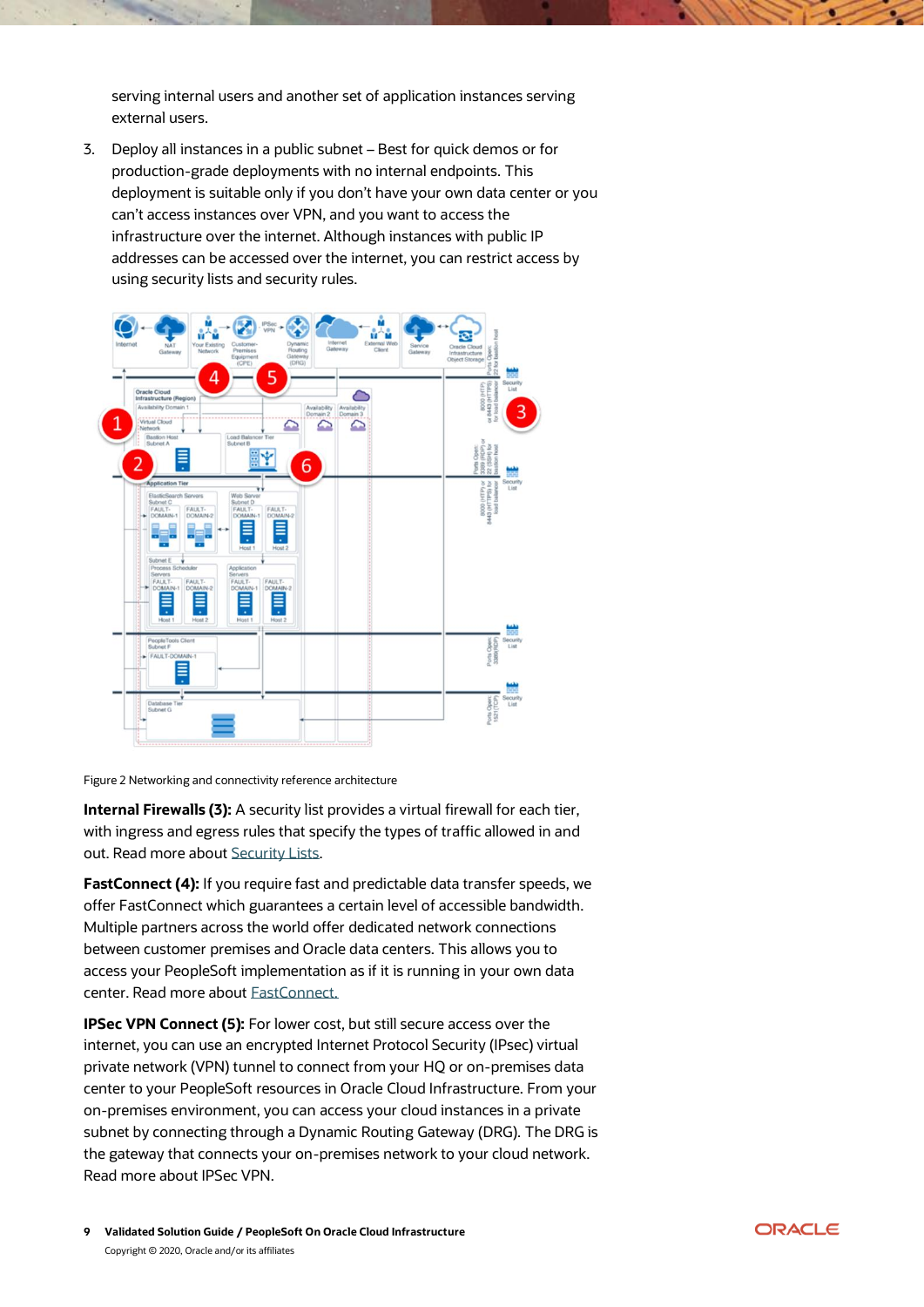serving internal users and another set of application instances serving external users.

3. Deploy all instances in a public subnet – Best for quick demos or for production-grade deployments with no internal endpoints. This deployment is suitable only if you don't have your own data center or you can't access instances over VPN, and you want to access the infrastructure over the internet. Although instances with public IP addresses can be accessed over the internet, you can restrict access by using security lists and security rules.

Figure 2 Networking and connectivity reference architecture

**Internal Firewalls (3):** A security list provides a virtual firewall for each tier, with ingress and egress rules that specify the types of traffic allowed in and out. Read more about Security Lists.

**FastConnect (4):** If you require fast and predictable data transfer speeds, we offer FastConnect which guarantees a certain level of accessible bandwidth. Multiple partners across the world offer dedicated network connections between customer premises and Oracle data centers. This allows you to access your PeopleSoft implementation as if it is running in your own data center. Read more about FastConnect.

**IPSec VPN Connect (5):** For lower cost, but still secure access over the internet, you can use an encrypted Internet Protocol Security (IPsec) virtual private network (VPN) tunnel to connect from your HQ or on-premises data center to your PeopleSoft resources in Oracle Cloud Infrastructure. From your on-premises environment, you can access your cloud instances in a private subnet by connecting through a Dynamic Routing Gateway (DRG). The DRG is the gateway that connects your on-premises network to your cloud network. Read more about IPSec VPN.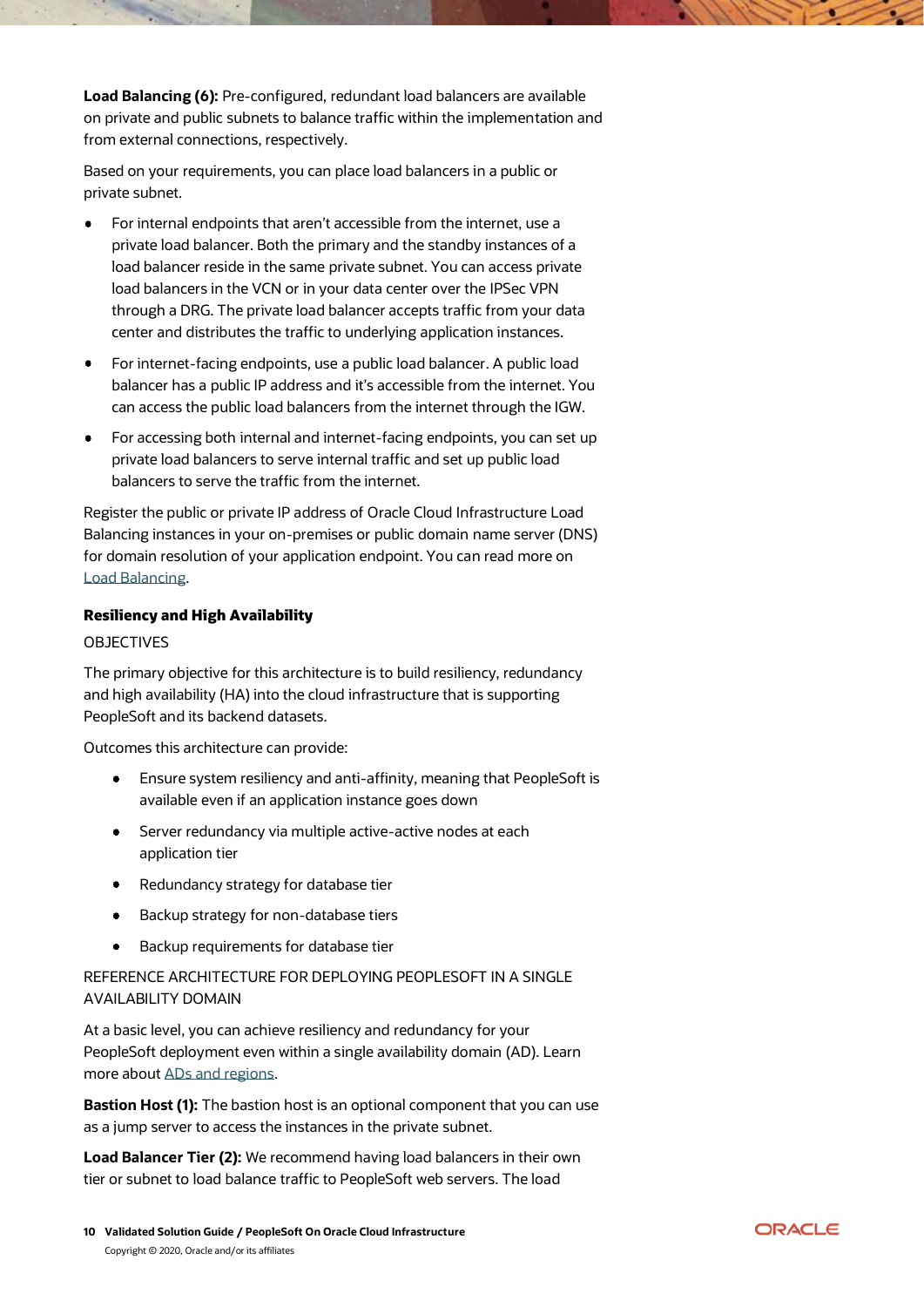**Load Balancing (6):** Pre-configured, redundant load balancers are available on private and public subnets to balance traffic within the implementation and from external connections, respectively.

Based on your requirements, you can place load balancers in a public or private subnet.

- For internal endpoints that aren't accessible from the internet, use a private load balancer. Both the primary and the standby instances of a load balancer reside in the same private subnet. You can access private load balancers in the VCN or in your data center over the IPSec VPN through a DRG. The private load balancer accepts traffic from your data center and distributes the traffic to underlying application instances.
- For internet-facing endpoints, use a public load balancer. A public load balancer has a public IP address and it's accessible from the internet. You can access the public load balancers from the internet through the IGW.
- For accessing both internal and internet-facing endpoints, you can set up private load balancers to serve internal traffic and set up public load balancers to serve the traffic from the internet.

Register the public or private IP address of Oracle Cloud Infrastructure Load Balancing instances in your on-premises or public domain name server (DNS) for domain resolution of your application endpoint. You can read more on Load Balancing.

### Resiliency and High Availability

OBJECTIVES

The primary objective for this architecture is to build resiliency, redundancy and high availability (HA) into the cloud infrastructure that is supporting PeopleSoft and its backend datasets.

Outcomes this architecture can provide:

- Ensure system resiliency and anti-affinity, meaning that PeopleSoft is available even if an application instance goes down
- Server redundancy via multiple active-active nodes at each application tier
- Redundancy strategy for database tier
- Backup strategy for non-database tiers
- Backup requirements for database tier

REFERENCE ARCHITECTURE FOR DEPLOYING PEOPLESOFT IN A SINGLE AVAILABILITY DOMAIN

At a basic level, you can achieve resiliency and redundancy for your PeopleSoft deployment even within a single availability domain (AD). Learn more about ADs and regions.

**Bastion Host (1):** The bastion host is an optional component that you can use as a jump server to access the instances in the private subnet.

**Load Balancer Tier (2):** We recommend having load balancers in their own tier or subnet to load balance traffic to PeopleSoft web servers. The load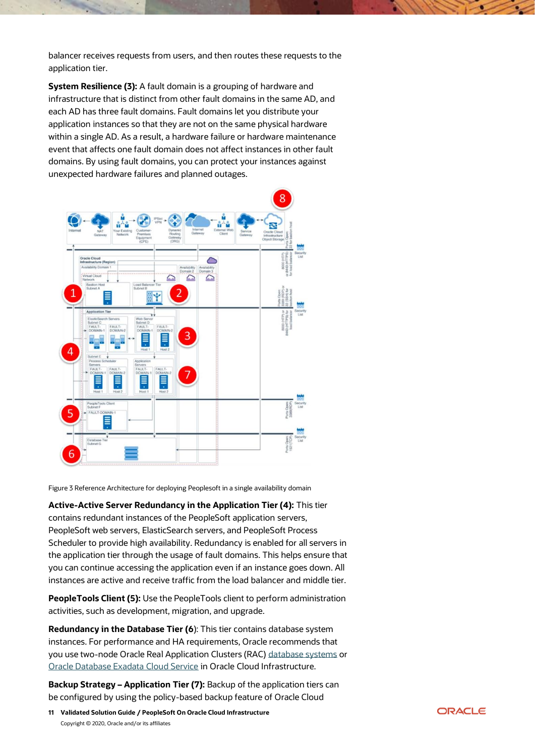balancer receives requests from users, and then routes these requests to the application tier.

**System Resilience (3):** A fault domain is a grouping of hardware and infrastructure that is distinct from other fault domains in the same AD, and each AD has three fault domains. Fault domains let you distribute your application instances so that they are not on the same physical hardware within a single AD. As a result, a hardware failure or hardware maintenance event that affects one fault domain does not affect instances in other fault domains. By using fault domains, you can protect your instances against unexpected hardware failures and planned outages.

Figure 3 Reference Architecture for deploying Peoplesoft in a single availability domain

**Active-Active Server Redundancy in the Application Tier (4):** This tier contains redundant instances of the PeopleSoft application servers, PeopleSoft web servers, ElasticSearch servers, and PeopleSoft Process Scheduler to provide high availability. Redundancy is enabled for all servers in the application tier through the usage of fault domains. This helps ensure that you can continue accessing the application even if an instance goes down. All instances are active and receive traffic from the load balancer and middle tier.

**PeopleTools Client (5):** Use the PeopleTools client to perform administration activities, such as development, migration, and upgrade.

**Redundancy in the Database Tier (6):** This tier contains database system instances. For performance and HA requirements, Oracle recommends that you use two-node Oracle Real Application Clusters (RAC) database systems or Oracle Database Exadata Cloud Service in Oracle Cloud Infrastructure.

**Backup Strategy – Application Tier (7):** Backup of the application tiers can be configured by using the policy-based backup feature of Oracle Cloud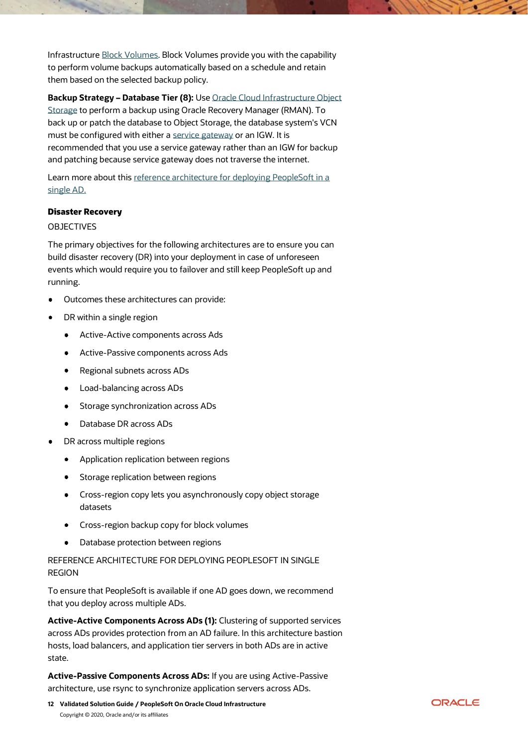Infrastructure Block Volumes. Block Volumes provide you with the capability to perform volume backups automatically based on a schedule and retain them based on the selected backup policy.

**Backup Strategy – Database Tier (8):** Use Oracle Cloud Infrastructure Object Storage to perform a backup using Oracle Recovery Manager (RMAN). To back up or patch the database to Object Storage, the database system's VCN must be configured with either a service gateway or an IGW. It is recommended that you use a service gateway rather than an IGW for backup and patching because service gateway does not traverse the internet.

Learn more about this reference architecture for deploying PeopleSoft in a single AD.

### Disaster Recovery

OBJECTIVES

The primary objectives for the following architectures are to ensure you can build disaster recovery (DR) into your deployment in case of unforeseen events which would require you to failover and still keep PeopleSoft up and running.

- Outcomes these architectures can provide:
- DR within a single region
  - Active-Active components across Ads
  - Active-Passive components across Ads
  - Regional subnets across ADs
  - Load-balancing across ADs
  - Storage synchronization across ADs
  - Database DR across ADs
- DR across multiple regions
  - Application replication between regions
  - Storage replication between regions
  - Cross-region copy lets you asynchronously copy object storage datasets
  - Cross-region backup copy for block volumes
  - Database protection between regions

REFERENCE ARCHITECTURE FOR DEPLOYING PEOPLESOFT IN SINGLE REGION

To ensure that PeopleSoft is available if one AD goes down, we recommend that you deploy across multiple ADs.

**Active-Active Components Across ADs (1):** Clustering of supported services across ADs provides protection from an AD failure. In this architecture bastion hosts, load balancers, and application tier servers in both ADs are in active state.

**Active-Passive Components Across ADs:** If you are using Active-Passive architecture, use rsync to synchronize application servers across ADs.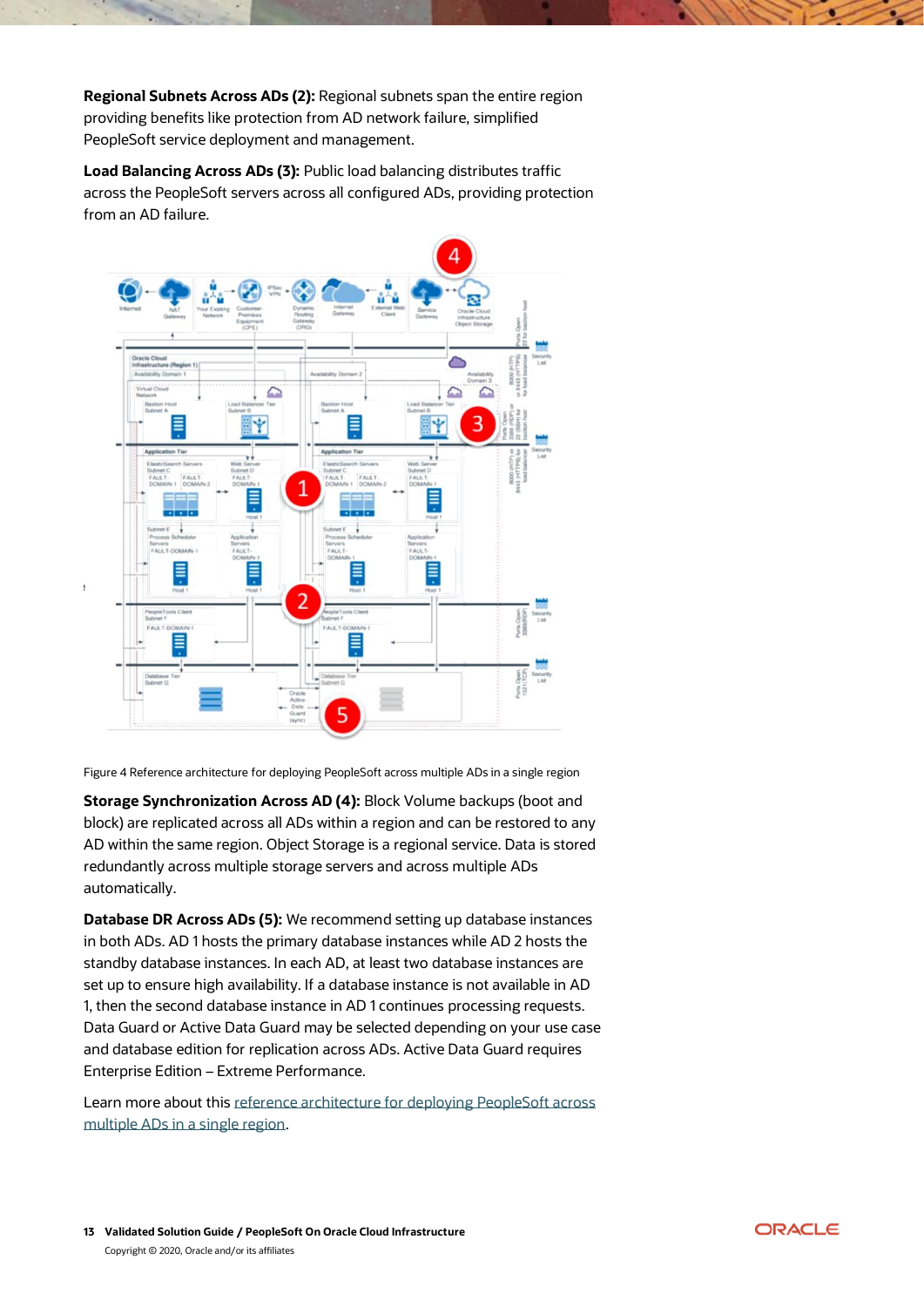**Regional Subnets Across ADs (2):** Regional subnets span the entire region providing benefits like protection from AD network failure, simplified PeopleSoft service deployment and management.

**Load Balancing Across ADs (3):** Public load balancing distributes traffic across the PeopleSoft servers across all configured ADs, providing protection from an AD failure.

Figure 4 Reference architecture for deploying PeopleSoft across multiple ADs in a single region

**Storage Synchronization Across AD (4):** Block Volume backups (boot and block) are replicated across all ADs within a region and can be restored to any AD within the same region. Object Storage is a regional service. Data is stored redundantly across multiple storage servers and across multiple ADs automatically.

**Database DR Across ADs (5):** We recommend setting up database instances in both ADs. AD 1 hosts the primary database instances while AD 2 hosts the standby database instances. In each AD, at least two database instances are set up to ensure high availability. If a database instance is not available in AD 1, then the second database instance in AD 1 continues processing requests. Data Guard or Active Data Guard may be selected depending on your use case and database edition for replication across ADs. Active Data Guard requires Enterprise Edition – Extreme Performance.

Learn more about this [reference architecture for deploying PeopleSoft across multiple ADs in a single region](reference architecture for deploying PeopleSoft across multiple ADs in a single region).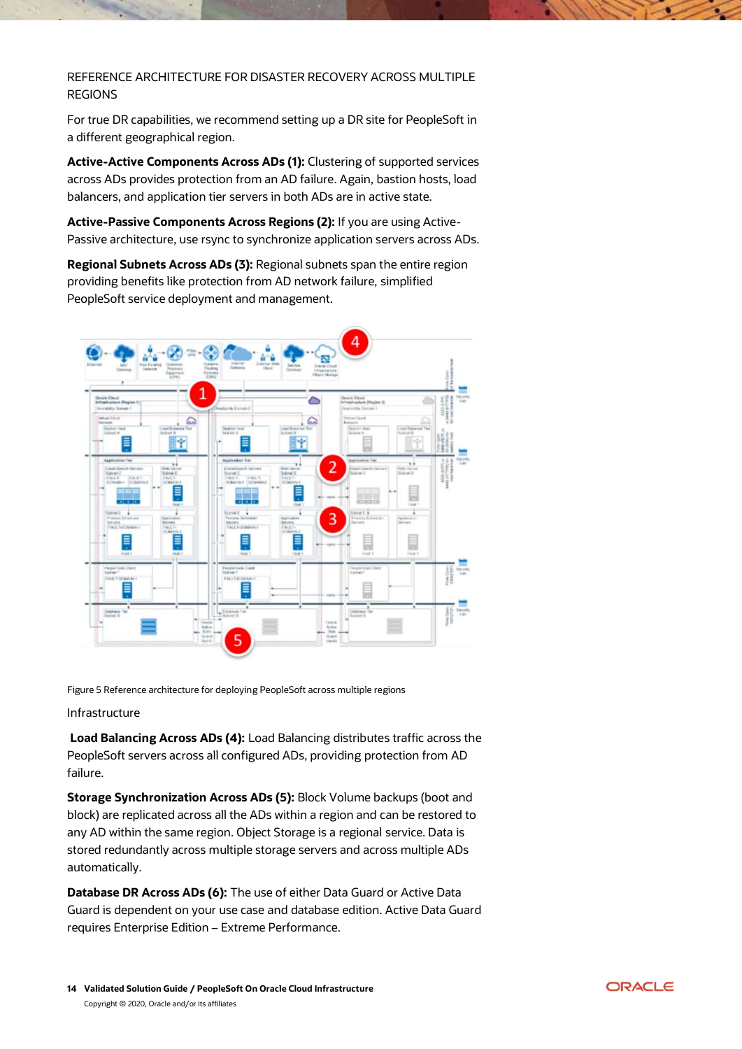## REFERENCE ARCHITECTURE FOR DISASTER RECOVERY ACROSS MULTIPLE REGIONS

For true DR capabilities, we recommend setting up a DR site for PeopleSoft in a different geographical region.

**Active-Active Components Across ADs (1):** Clustering of supported services across ADs provides protection from an AD failure. Again, bastion hosts, load balancers, and application tier servers in both ADs are in active state.

**Active-Passive Components Across Regions (2):** If you are using Active-Passive architecture, use rsync to synchronize application servers across ADs.

**Regional Subnets Across ADs (3):** Regional subnets span the entire region providing benefits like protection from AD network failure, simplified PeopleSoft service deployment and management.

Figure 5 Reference architecture for deploying PeopleSoft across multiple regions

Infrastructure

**Load Balancing Across ADs (4):** Load Balancing distributes traffic across the PeopleSoft servers across all configured ADs, providing protection from AD failure.

**Storage Synchronization Across ADs (5):** Block Volume backups (boot and block) are replicated across all the ADs within a region and can be restored to any AD within the same region. Object Storage is a regional service. Data is stored redundantly across multiple storage servers and across multiple ADs automatically.

**Database DR Across ADs (6):** The use of either Data Guard or Active Data Guard is dependent on your use case and database edition. Active Data Guard requires Enterprise Edition – Extreme Performance.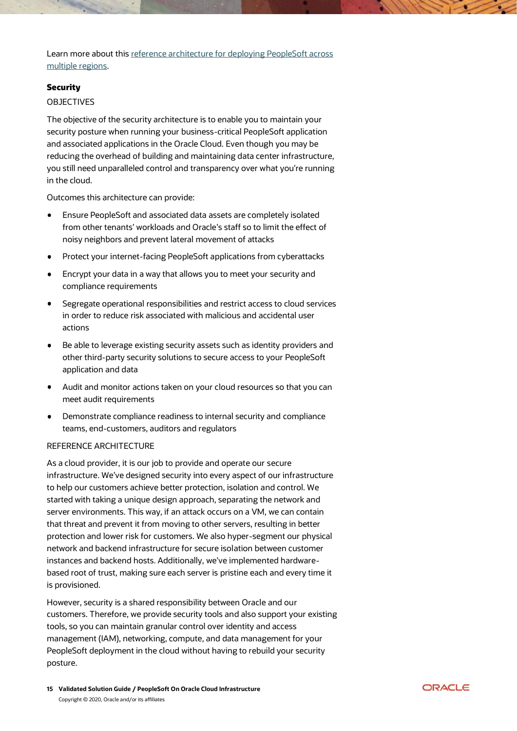Learn more about this [reference architecture for deploying PeopleSoft across multiple regions](#).

### Security

#### OBJECTIVES

The objective of the security architecture is to enable you to maintain your security posture when running your business-critical PeopleSoft application and associated applications in the Oracle Cloud. Even though you may be reducing the overhead of building and maintaining data center infrastructure, you still need unparalleled control and transparency over what you're running in the cloud.

Outcomes this architecture can provide:

- Ensure PeopleSoft and associated data assets are completely isolated from other tenants' workloads and Oracle's staff so to limit the effect of noisy neighbors and prevent lateral movement of attacks
- Protect your internet-facing PeopleSoft applications from cyberattacks
- Encrypt your data in a way that allows you to meet your security and compliance requirements
- Segregate operational responsibilities and restrict access to cloud services in order to reduce risk associated with malicious and accidental user actions
- Be able to leverage existing security assets such as identity providers and other third-party security solutions to secure access to your PeopleSoft application and data
- Audit and monitor actions taken on your cloud resources so that you can meet audit requirements
- Demonstrate compliance readiness to internal security and compliance teams, end-customers, auditors and regulators

#### REFERENCE ARCHITECTURE

As a cloud provider, it is our job to provide and operate our secure infrastructure. We've designed security into every aspect of our infrastructure to help our customers achieve better protection, isolation and control. We started with taking a unique design approach, separating the network and server environments. This way, if an attack occurs on a VM, we can contain that threat and prevent it from moving to other servers, resulting in better protection and lower risk for customers. We also hyper-segment our physical network and backend infrastructure for secure isolation between customer instances and backend hosts. Additionally, we've implemented hardware-based root of trust, making sure each server is pristine each and every time it is provisioned.

However, security is a shared responsibility between Oracle and our customers. Therefore, we provide security tools and also support your existing tools, so you can maintain granular control over identity and access management (IAM), networking, compute, and data management for your PeopleSoft deployment in the cloud without having to rebuild your security posture.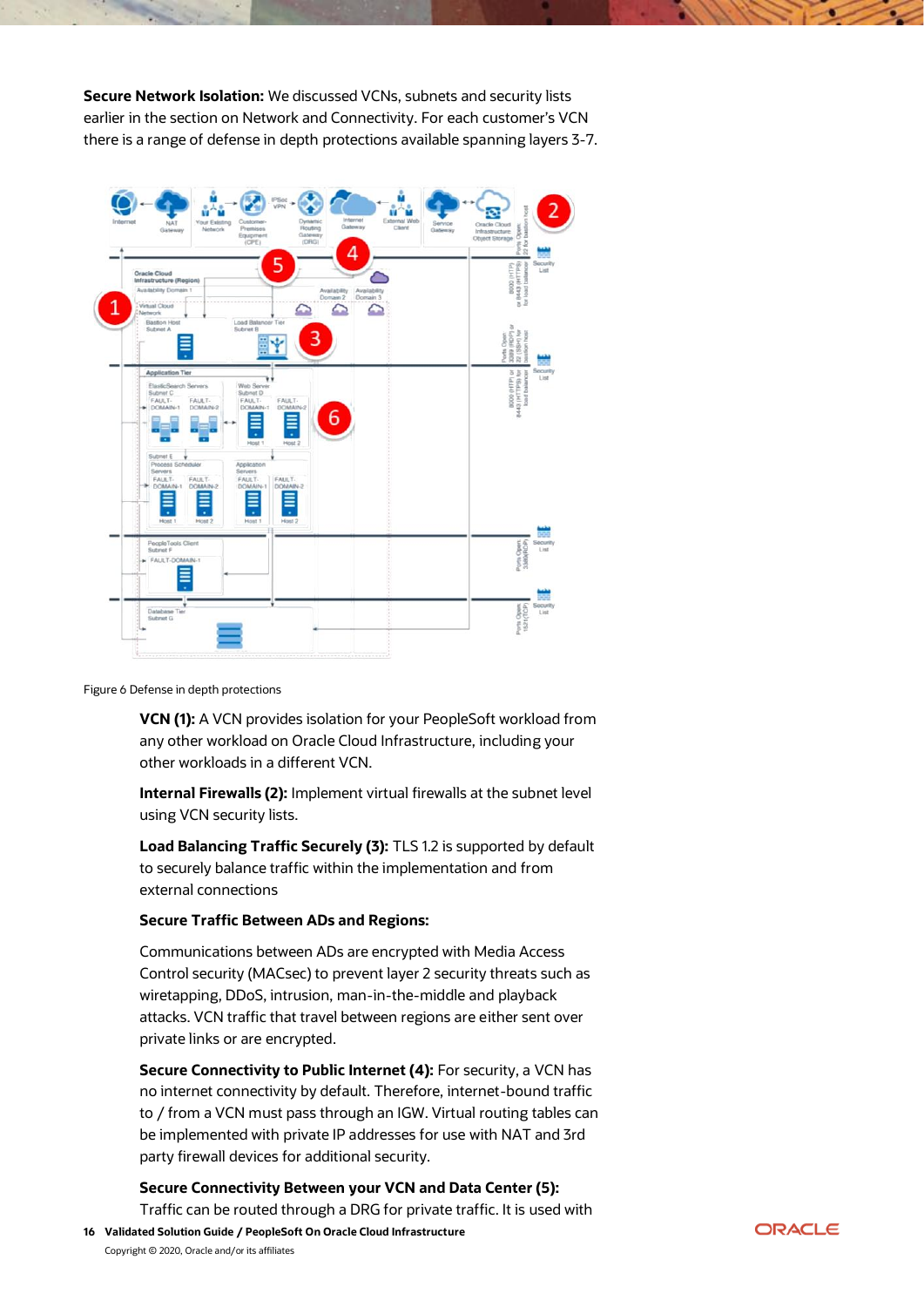**Secure Network Isolation:** We discussed VCNs, subnets and security lists earlier in the section on Network and Connectivity. For each customer's VCN there is a range of defense in depth protections available spanning layers 3-7.

Figure 6 Defense in depth protections

**VCN (1):** A VCN provides isolation for your PeopleSoft workload from any other workload on Oracle Cloud Infrastructure, including your other workloads in a different VCN.

**Internal Firewalls (2):** Implement virtual firewalls at the subnet level using VCN security lists.

**Load Balancing Traffic Securely (3):** TLS 1.2 is supported by default to securely balance traffic within the implementation and from external connections

**Secure Traffic Between ADs and Regions:**

Communications between ADs are encrypted with Media Access Control security (MACsec) to prevent layer 2 security threats such as wiretapping, DDoS, intrusion, man-in-the-middle and playback attacks. VCN traffic that travel between regions are either sent over private links or are encrypted.

**Secure Connectivity to Public Internet (4):** For security, a VCN has no internet connectivity by default. Therefore, internet-bound traffic to / from a VCN must pass through an IGW. Virtual routing tables can be implemented with private IP addresses for use with NAT and 3rd party firewall devices for additional security.

**Secure Connectivity Between your VCN and Data Center (5):** Traffic can be routed through a DRG for private traffic. It is used with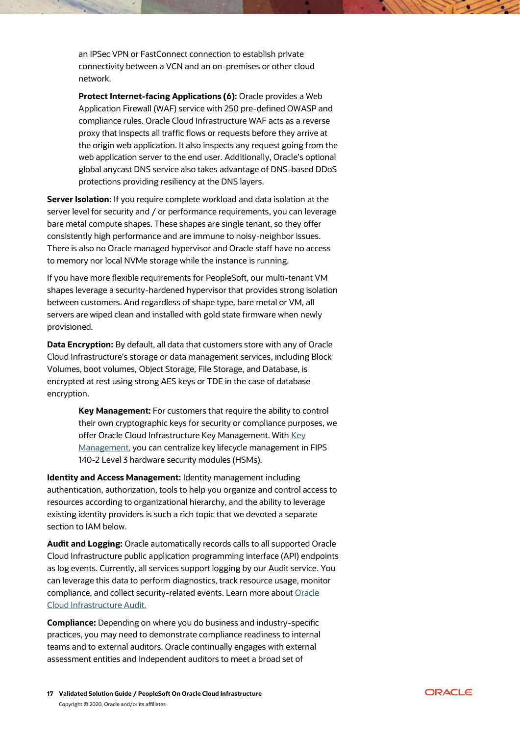an IPSec VPN or FastConnect connection to establish private connectivity between a VCN and an on-premises or other cloud network.

**Protect Internet-facing Applications (6):** Oracle provides a Web Application Firewall (WAF) service with 250 pre-defined OWASP and compliance rules. Oracle Cloud Infrastructure WAF acts as a reverse proxy that inspects all traffic flows or requests before they arrive at the origin web application. It also inspects any request going from the web application server to the end user. Additionally, Oracle's optional global anycast DNS service also takes advantage of DNS-based DDoS protections providing resiliency at the DNS layers.

**Server Isolation:** If you require complete workload and data isolation at the server level for security and / or performance requirements, you can leverage bare metal compute shapes. These shapes are single tenant, so they offer consistently high performance and are immune to noisy-neighbor issues. There is also no Oracle managed hypervisor and Oracle staff have no access to memory nor local NVMe storage while the instance is running.

If you have more flexible requirements for PeopleSoft, our multi-tenant VM shapes leverage a security-hardened hypervisor that provides strong isolation between customers. And regardless of shape type, bare metal or VM, all servers are wiped clean and installed with gold state firmware when newly provisioned.

**Data Encryption:** By default, all data that customers store with any of Oracle Cloud Infrastructure's storage or data management services, including Block Volumes, boot volumes, Object Storage, File Storage, and Database, is encrypted at rest using strong AES keys or TDE in the case of database encryption.

**Key Management:** For customers that require the ability to control their own cryptographic keys for security or compliance purposes, we offer Oracle Cloud Infrastructure Key Management. With Key Management, you can centralize key lifecycle management in FIPS 140-2 Level 3 hardware security modules (HSMs).

**Identity and Access Management:** Identity management including authentication, authorization, tools to help you organize and control access to resources according to organizational hierarchy, and the ability to leverage existing identity providers is such a rich topic that we devoted a separate section to IAM below.

**Audit and Logging:** Oracle automatically records calls to all supported Oracle Cloud Infrastructure public application programming interface (API) endpoints as log events. Currently, all services support logging by our Audit service. You can leverage this data to perform diagnostics, track resource usage, monitor compliance, and collect security-related events. Learn more about Oracle Cloud Infrastructure Audit.

**Compliance:** Depending on where you do business and industry-specific practices, you may need to demonstrate compliance readiness to internal teams and to external auditors. Oracle continually engages with external assessment entities and independent auditors to meet a broad set of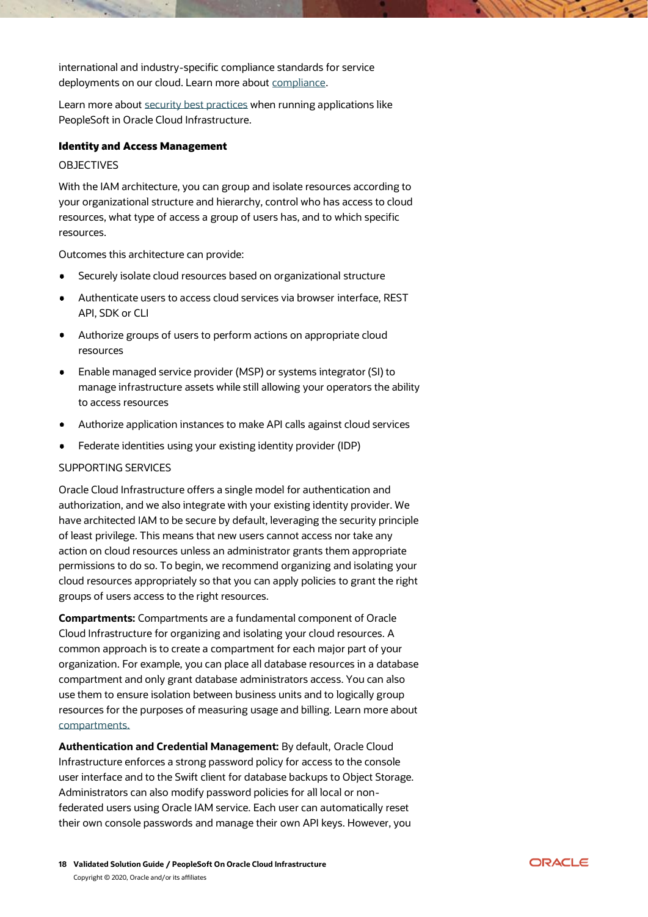international and industry-specific compliance standards for service deployments on our cloud. Learn more about compliance.

Learn more about security best practices when running applications like PeopleSoft in Oracle Cloud Infrastructure.

### Identity and Access Management

OBJECTIVES

With the IAM architecture, you can group and isolate resources according to your organizational structure and hierarchy, control who has access to cloud resources, what type of access a group of users has, and to which specific resources.

Outcomes this architecture can provide:

- Securely isolate cloud resources based on organizational structure
- Authenticate users to access cloud services via browser interface, REST API, SDK or CLI
- Authorize groups of users to perform actions on appropriate cloud resources
- Enable managed service provider (MSP) or systems integrator (SI) to manage infrastructure assets while still allowing your operators the ability to access resources
- Authorize application instances to make API calls against cloud services
- Federate identities using your existing identity provider (IDP)

SUPPORTING SERVICES

Oracle Cloud Infrastructure offers a single model for authentication and authorization, and we also integrate with your existing identity provider. We have architected IAM to be secure by default, leveraging the security principle of least privilege. This means that new users cannot access nor take any action on cloud resources unless an administrator grants them appropriate permissions to do so. To begin, we recommend organizing and isolating your cloud resources appropriately so that you can apply policies to grant the right groups of users access to the right resources.

**Compartments:** Compartments are a fundamental component of Oracle Cloud Infrastructure for organizing and isolating your cloud resources. A common approach is to create a compartment for each major part of your organization. For example, you can place all database resources in a database compartment and only grant database administrators access. You can also use them to ensure isolation between business units and to logically group resources for the purposes of measuring usage and billing. Learn more about compartments.

**Authentication and Credential Management:** By default, Oracle Cloud Infrastructure enforces a strong password policy for access to the console user interface and to the Swift client for database backups to Object Storage. Administrators can also modify password policies for all local or non-federated users using Oracle IAM service. Each user can automatically reset their own console passwords and manage their own API keys. However, you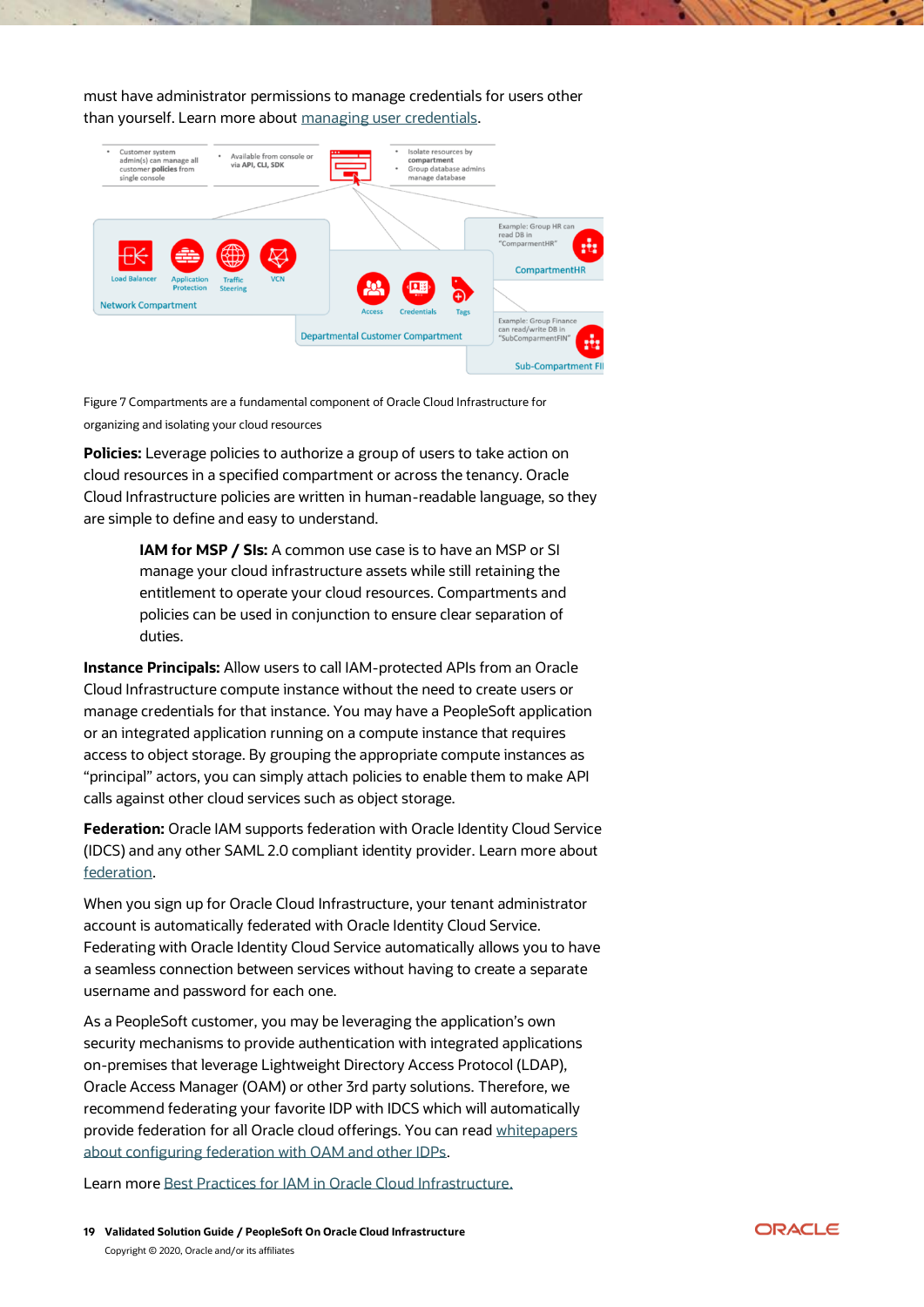must have administrator permissions to manage credentials for users other than yourself. Learn more about managing user credentials.

Figure 7 Compartments are a fundamental component of Oracle Cloud Infrastructure for organizing and isolating your cloud resources

**Policies:** Leverage policies to authorize a group of users to take action on cloud resources in a specified compartment or across the tenancy. Oracle Cloud Infrastructure policies are written in human-readable language, so they are simple to define and easy to understand.

> **IAM for MSP / SIs:** A common use case is to have an MSP or SI manage your cloud infrastructure assets while still retaining the entitlement to operate your cloud resources. Compartments and policies can be used in conjunction to ensure clear separation of duties.

**Instance Principals:** Allow users to call IAM-protected APIs from an Oracle Cloud Infrastructure compute instance without the need to create users or manage credentials for that instance. You may have a PeopleSoft application or an integrated application running on a compute instance that requires access to object storage. By grouping the appropriate compute instances as "principal" actors, you can simply attach policies to enable them to make API calls against other cloud services such as object storage.

**Federation:** Oracle IAM supports federation with Oracle Identity Cloud Service (IDCS) and any other SAML 2.0 compliant identity provider. Learn more about federation.

When you sign up for Oracle Cloud Infrastructure, your tenant administrator account is automatically federated with Oracle Identity Cloud Service. Federating with Oracle Identity Cloud Service automatically allows you to have a seamless connection between services without having to create a separate username and password for each one.

As a PeopleSoft customer, you may be leveraging the application's own security mechanisms to provide authentication with integrated applications on-premises that leverage Lightweight Directory Access Protocol (LDAP), Oracle Access Manager (OAM) or other 3rd party solutions. Therefore, we recommend federating your favorite IDP with IDCS which will automatically provide federation for all Oracle cloud offerings. You can read whitepapers about configuring federation with OAM and other IDPs.

Learn more Best Practices for IAM in Oracle Cloud Infrastructure.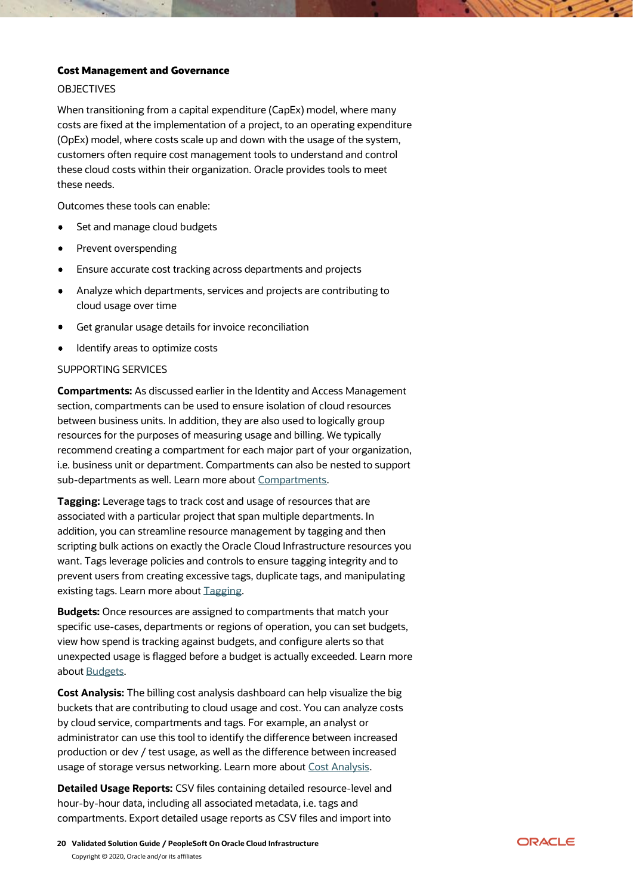**Cost Management and Governance**

OBJECTIVES

When transitioning from a capital expenditure (CapEx) model, where many costs are fixed at the implementation of a project, to an operating expenditure (OpEx) model, where costs scale up and down with the usage of the system, customers often require cost management tools to understand and control these cloud costs within their organization. Oracle provides tools to meet these needs.

Outcomes these tools can enable:

- Set and manage cloud budgets
- Prevent overspending
- Ensure accurate cost tracking across departments and projects
- Analyze which departments, services and projects are contributing to cloud usage over time
- Get granular usage details for invoice reconciliation
- Identify areas to optimize costs

SUPPORTING SERVICES

**Compartments:** As discussed earlier in the Identity and Access Management section, compartments can be used to ensure isolation of cloud resources between business units. In addition, they are also used to logically group resources for the purposes of measuring usage and billing. We typically recommend creating a compartment for each major part of your organization, i.e. business unit or department. Compartments can also be nested to support sub-departments as well. Learn more about Compartments.

**Tagging:** Leverage tags to track cost and usage of resources that are associated with a particular project that span multiple departments. In addition, you can streamline resource management by tagging and then scripting bulk actions on exactly the Oracle Cloud Infrastructure resources you want. Tags leverage policies and controls to ensure tagging integrity and to prevent users from creating excessive tags, duplicate tags, and manipulating existing tags. Learn more about Tagging.

**Budgets:** Once resources are assigned to compartments that match your specific use-cases, departments or regions of operation, you can set budgets, view how spend is tracking against budgets, and configure alerts so that unexpected usage is flagged before a budget is actually exceeded. Learn more about Budgets.

**Cost Analysis:** The billing cost analysis dashboard can help visualize the big buckets that are contributing to cloud usage and cost. You can analyze costs by cloud service, compartments and tags. For example, an analyst or administrator can use this tool to identify the difference between increased production or dev / test usage, as well as the difference between increased usage of storage versus networking. Learn more about Cost Analysis.

**Detailed Usage Reports:** CSV files containing detailed resource-level and hour-by-hour data, including all associated metadata, i.e. tags and compartments. Export detailed usage reports as CSV files and import into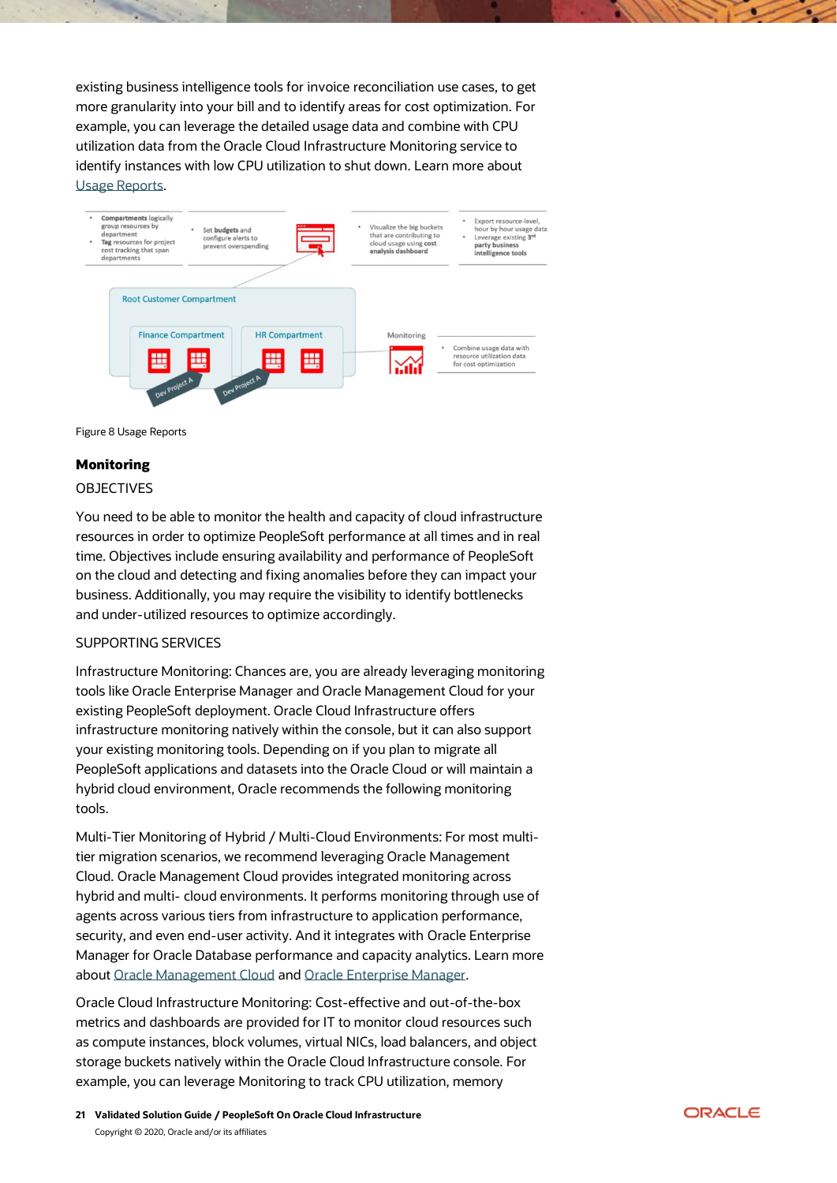existing business intelligence tools for invoice reconciliation use cases, to get more granularity into your bill and to identify areas for cost optimization. For example, you can leverage the detailed usage data and combine with CPU utilization data from the Oracle Cloud Infrastructure Monitoring service to identify instances with low CPU utilization to shut down. Learn more about Usage Reports.

Figure 8 Usage Reports

## Monitoring

OBJECTIVES

You need to be able to monitor the health and capacity of cloud infrastructure resources in order to optimize PeopleSoft performance at all times and in real time. Objectives include ensuring availability and performance of PeopleSoft on the cloud and detecting and fixing anomalies before they can impact your business. Additionally, you may require the visibility to identify bottlenecks and under-utilized resources to optimize accordingly.

SUPPORTING SERVICES

Infrastructure Monitoring: Chances are, you are already leveraging monitoring tools like Oracle Enterprise Manager and Oracle Management Cloud for your existing PeopleSoft deployment. Oracle Cloud Infrastructure offers infrastructure monitoring natively within the console, but it can also support your existing monitoring tools. Depending on if you plan to migrate all PeopleSoft applications and datasets into the Oracle Cloud or will maintain a hybrid cloud environment, Oracle recommends the following monitoring tools.

Multi-Tier Monitoring of Hybrid / Multi-Cloud Environments: For most multi-tier migration scenarios, we recommend leveraging Oracle Management Cloud. Oracle Management Cloud provides integrated monitoring across hybrid and multi- cloud environments. It performs monitoring through use of agents across various tiers from infrastructure to application performance, security, and even end-user activity. And it integrates with Oracle Enterprise Manager for Oracle Database performance and capacity analytics. Learn more about Oracle Management Cloud and Oracle Enterprise Manager.

Oracle Cloud Infrastructure Monitoring: Cost-effective and out-of-the-box metrics and dashboards are provided for IT to monitor cloud resources such as compute instances, block volumes, virtual NICs, load balancers, and object storage buckets natively within the Oracle Cloud Infrastructure console. For example, you can leverage Monitoring to track CPU utilization, memory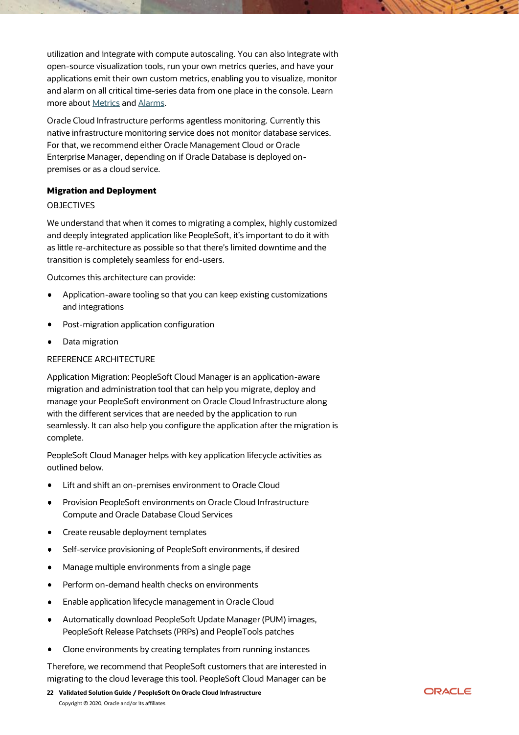utilization and integrate with compute autoscaling. You can also integrate with open-source visualization tools, run your own metrics queries, and have your applications emit their own custom metrics, enabling you to visualize, monitor and alarm on all critical time-series data from one place in the console. Learn more about Metrics and Alarms.

Oracle Cloud Infrastructure performs agentless monitoring. Currently this native infrastructure monitoring service does not monitor database services. For that, we recommend either Oracle Management Cloud or Oracle Enterprise Manager, depending on if Oracle Database is deployed on-premises or as a cloud service.

**Migration and Deployment**

OBJECTIVES

We understand that when it comes to migrating a complex, highly customized and deeply integrated application like PeopleSoft, it's important to do it with as little re-architecture as possible so that there's limited downtime and the transition is completely seamless for end-users.

Outcomes this architecture can provide:

- Application-aware tooling so that you can keep existing customizations and integrations
- Post-migration application configuration
- Data migration

REFERENCE ARCHITECTURE

Application Migration: PeopleSoft Cloud Manager is an application-aware migration and administration tool that can help you migrate, deploy and manage your PeopleSoft environment on Oracle Cloud Infrastructure along with the different services that are needed by the application to run seamlessly. It can also help you configure the application after the migration is complete.

PeopleSoft Cloud Manager helps with key application lifecycle activities as outlined below.

- Lift and shift an on-premises environment to Oracle Cloud
- Provision PeopleSoft environments on Oracle Cloud Infrastructure Compute and Oracle Database Cloud Services
- Create reusable deployment templates
- Self-service provisioning of PeopleSoft environments, if desired
- Manage multiple environments from a single page
- Perform on-demand health checks on environments
- Enable application lifecycle management in Oracle Cloud
- Automatically download PeopleSoft Update Manager (PUM) images, PeopleSoft Release Patchsets (PRPs) and PeopleTools patches
- Clone environments by creating templates from running instances

Therefore, we recommend that PeopleSoft customers that are interested in migrating to the cloud leverage this tool. PeopleSoft Cloud Manager can be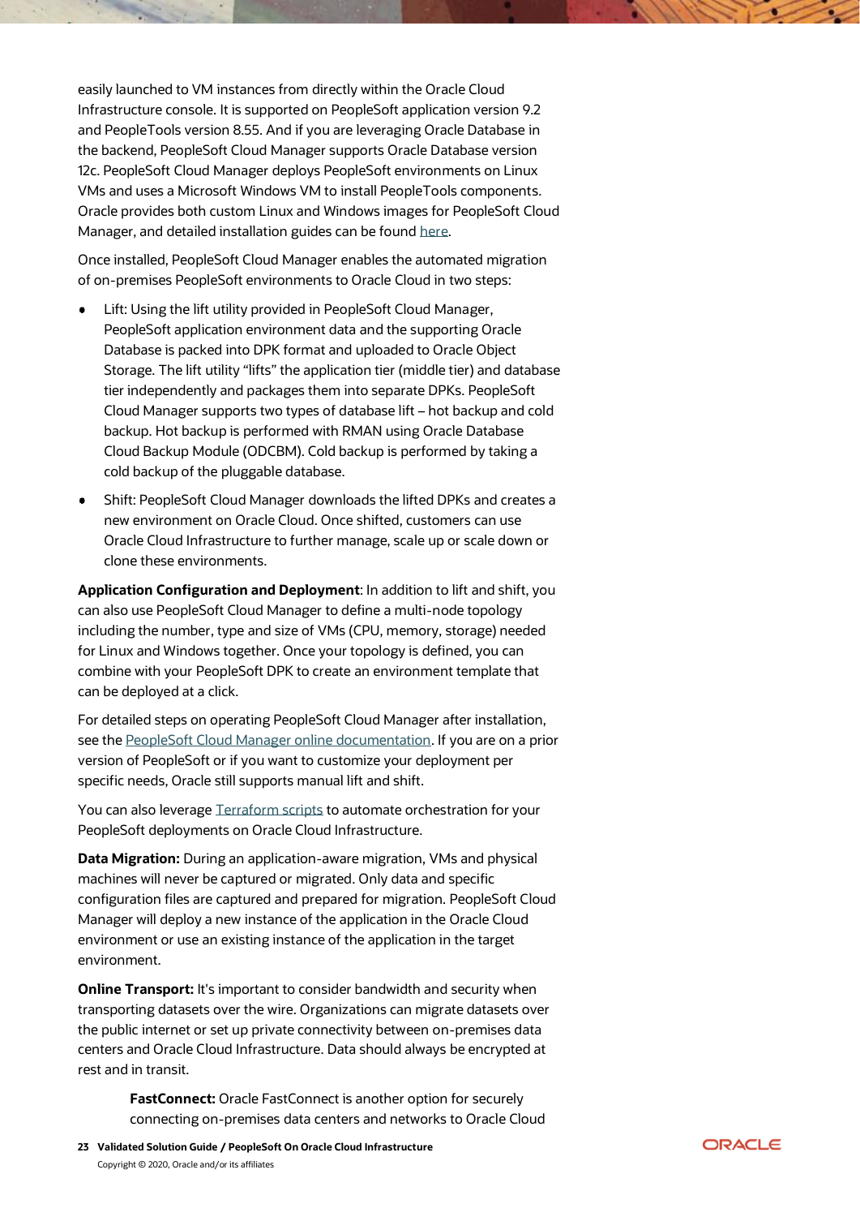easily launched to VM instances from directly within the Oracle Cloud Infrastructure console. It is supported on PeopleSoft application version 9.2 and PeopleTools version 8.55. And if you are leveraging Oracle Database in the backend, PeopleSoft Cloud Manager supports Oracle Database version 12c. PeopleSoft Cloud Manager deploys PeopleSoft environments on Linux VMs and uses a Microsoft Windows VM to install PeopleTools components. Oracle provides both custom Linux and Windows images for PeopleSoft Cloud Manager, and detailed installation guides can be found here.

Once installed, PeopleSoft Cloud Manager enables the automated migration of on-premises PeopleSoft environments to Oracle Cloud in two steps:

- Lift: Using the lift utility provided in PeopleSoft Cloud Manager, PeopleSoft application environment data and the supporting Oracle Database is packed into DPK format and uploaded to Oracle Object Storage. The lift utility "lifts" the application tier (middle tier) and database tier independently and packages them into separate DPKs. PeopleSoft Cloud Manager supports two types of database lift – hot backup and cold backup. Hot backup is performed with RMAN using Oracle Database Cloud Backup Module (ODCBM). Cold backup is performed by taking a cold backup of the pluggable database.
- Shift: PeopleSoft Cloud Manager downloads the lifted DPKs and creates a new environment on Oracle Cloud. Once shifted, customers can use Oracle Cloud Infrastructure to further manage, scale up or scale down or clone these environments.

**Application Configuration and Deployment**: In addition to lift and shift, you can also use PeopleSoft Cloud Manager to define a multi-node topology including the number, type and size of VMs (CPU, memory, storage) needed for Linux and Windows together. Once your topology is defined, you can combine with your PeopleSoft DPK to create an environment template that can be deployed at a click.

For detailed steps on operating PeopleSoft Cloud Manager after installation, see the PeopleSoft Cloud Manager online documentation. If you are on a prior version of PeopleSoft or if you want to customize your deployment per specific needs, Oracle still supports manual lift and shift.

You can also leverage Terraform scripts to automate orchestration for your PeopleSoft deployments on Oracle Cloud Infrastructure.

**Data Migration:** During an application-aware migration, VMs and physical machines will never be captured or migrated. Only data and specific configuration files are captured and prepared for migration. PeopleSoft Cloud Manager will deploy a new instance of the application in the Oracle Cloud environment or use an existing instance of the application in the target environment.

**Online Transport:** It's important to consider bandwidth and security when transporting datasets over the wire. Organizations can migrate datasets over the public internet or set up private connectivity between on-premises data centers and Oracle Cloud Infrastructure. Data should always be encrypted at rest and in transit.

> **FastConnect:** Oracle FastConnect is another option for securely connecting on-premises data centers and networks to Oracle Cloud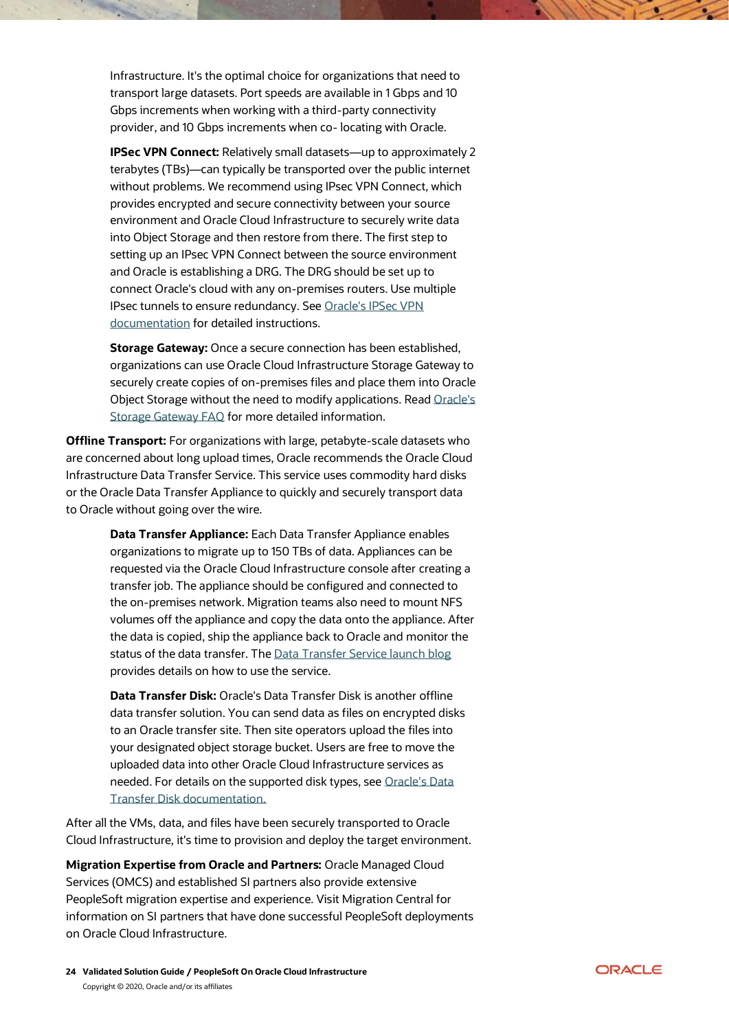Infrastructure. It's the optimal choice for organizations that need to transport large datasets. Port speeds are available in 1 Gbps and 10 Gbps increments when working with a third-party connectivity provider, and 10 Gbps increments when co- locating with Oracle.

**IPSec VPN Connect:** Relatively small datasets—up to approximately 2 terabytes (TBs)—can typically be transported over the public internet without problems. We recommend using IPsec VPN Connect, which provides encrypted and secure connectivity between your source environment and Oracle Cloud Infrastructure to securely write data into Object Storage and then restore from there. The first step to setting up an IPsec VPN Connect between the source environment and Oracle is establishing a DRG. The DRG should be set up to connect Oracle's cloud with any on-premises routers. Use multiple IPsec tunnels to ensure redundancy. See Oracle's IPSec VPN documentation for detailed instructions.

**Storage Gateway:** Once a secure connection has been established, organizations can use Oracle Cloud Infrastructure Storage Gateway to securely create copies of on-premises files and place them into Oracle Object Storage without the need to modify applications. Read Oracle's Storage Gateway FAQ for more detailed information.

**Offline Transport:** For organizations with large, petabyte-scale datasets who are concerned about long upload times, Oracle recommends the Oracle Cloud Infrastructure Data Transfer Service. This service uses commodity hard disks or the Oracle Data Transfer Appliance to quickly and securely transport data to Oracle without going over the wire.

**Data Transfer Appliance:** Each Data Transfer Appliance enables organizations to migrate up to 150 TBs of data. Appliances can be requested via the Oracle Cloud Infrastructure console after creating a transfer job. The appliance should be configured and connected to the on-premises network. Migration teams also need to mount NFS volumes off the appliance and copy the data onto the appliance. After the data is copied, ship the appliance back to Oracle and monitor the status of the data transfer. The Data Transfer Service launch blog provides details on how to use the service.

**Data Transfer Disk:** Oracle's Data Transfer Disk is another offline data transfer solution. You can send data as files on encrypted disks to an Oracle transfer site. Then site operators upload the files into your designated object storage bucket. Users are free to move the uploaded data into other Oracle Cloud Infrastructure services as needed. For details on the supported disk types, see Oracle's Data Transfer Disk documentation.

After all the VMs, data, and files have been securely transported to Oracle Cloud Infrastructure, it's time to provision and deploy the target environment.

**Migration Expertise from Oracle and Partners:** Oracle Managed Cloud Services (OMCS) and established SI partners also provide extensive PeopleSoft migration expertise and experience. Visit Migration Central for information on SI partners that have done successful PeopleSoft deployments on Oracle Cloud Infrastructure.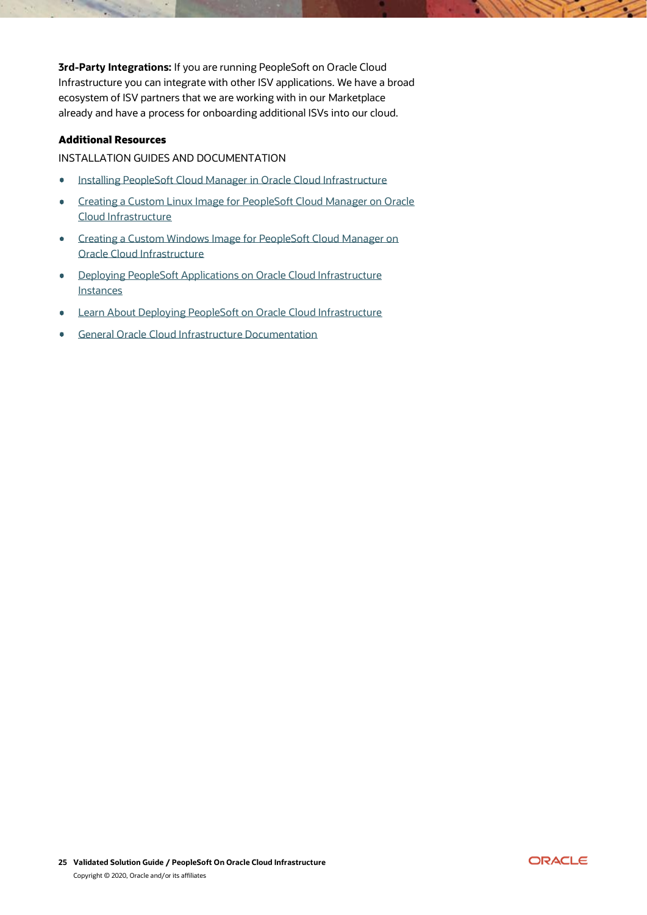**3rd-Party Integrations:** If you are running PeopleSoft on Oracle Cloud Infrastructure you can integrate with other ISV applications. We have a broad ecosystem of ISV partners that we are working with in our Marketplace already and have a process for onboarding additional ISVs into our cloud.

**Additional Resources**

INSTALLATION GUIDES AND DOCUMENTATION

- Installing PeopleSoft Cloud Manager in Oracle Cloud Infrastructure
- Creating a Custom Linux Image for PeopleSoft Cloud Manager on Oracle Cloud Infrastructure
- Creating a Custom Windows Image for PeopleSoft Cloud Manager on Oracle Cloud Infrastructure
- Deploying PeopleSoft Applications on Oracle Cloud Infrastructure Instances
- Learn About Deploying PeopleSoft on Oracle Cloud Infrastructure
- General Oracle Cloud Infrastructure Documentation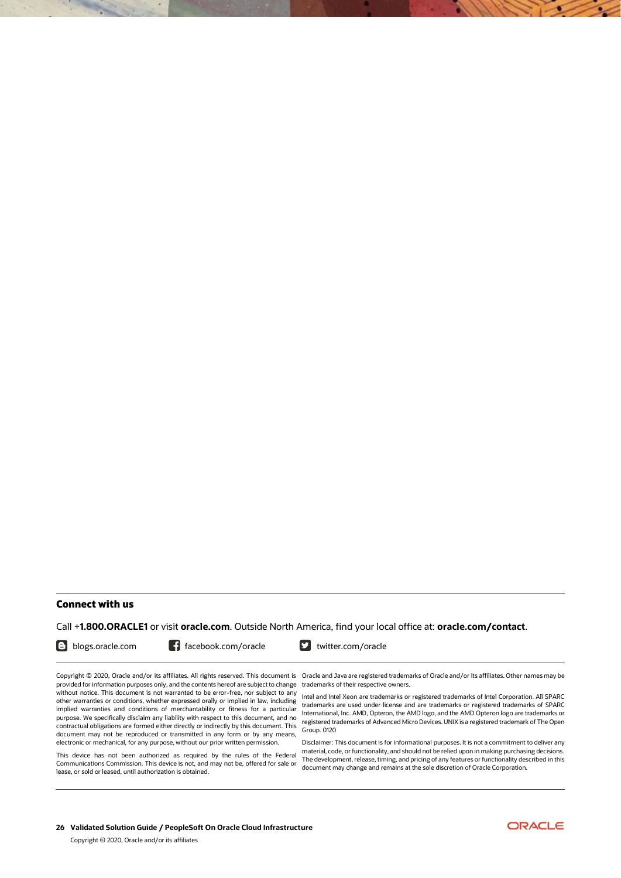## Connect with us

Call +**1.800.ORACLE1** or visit **oracle.com**. Outside North America, find your local office at: **oracle.com/contact**.

blogs.oracle.com    facebook.com/oracle    twitter.com/oracle

Copyright © 2020, Oracle and/or its affiliates. All rights reserved. This document is provided for information purposes only, and the contents hereof are subject to change without notice. This document is not warranted to be error-free, nor subject to any other warranties or conditions, whether expressed orally or implied in law, including implied warranties and conditions of merchantability or fitness for a particular purpose. We specifically disclaim any liability with respect to this document, and no contractual obligations are formed either directly or indirectly by this document. This document may not be reproduced or transmitted in any form or by any means, electronic or mechanical, for any purpose, without our prior written permission.

This device has not been authorized as required by the rules of the Federal Communications Commission. This device is not, and may not be, offered for sale or lease, or sold or leased, until authorization is obtained.

Oracle and Java are registered trademarks of Oracle and/or its affiliates. Other names may be trademarks of their respective owners.

Intel and Intel Xeon are trademarks or registered trademarks of Intel Corporation. All SPARC trademarks are used under license and are trademarks or registered trademarks of SPARC International, Inc. AMD, Opteron, the AMD logo, and the AMD Opteron logo are trademarks or registered trademarks of Advanced Micro Devices. UNIX is a registered trademark of The Open Group. 0120

Disclaimer: This document is for informational purposes. It is not a commitment to deliver any material, code, or functionality, and should not be relied upon in making purchasing decisions. The development, release, timing, and pricing of any features or functionality described in this document may change and remains at the sole discretion of Oracle Corporation.